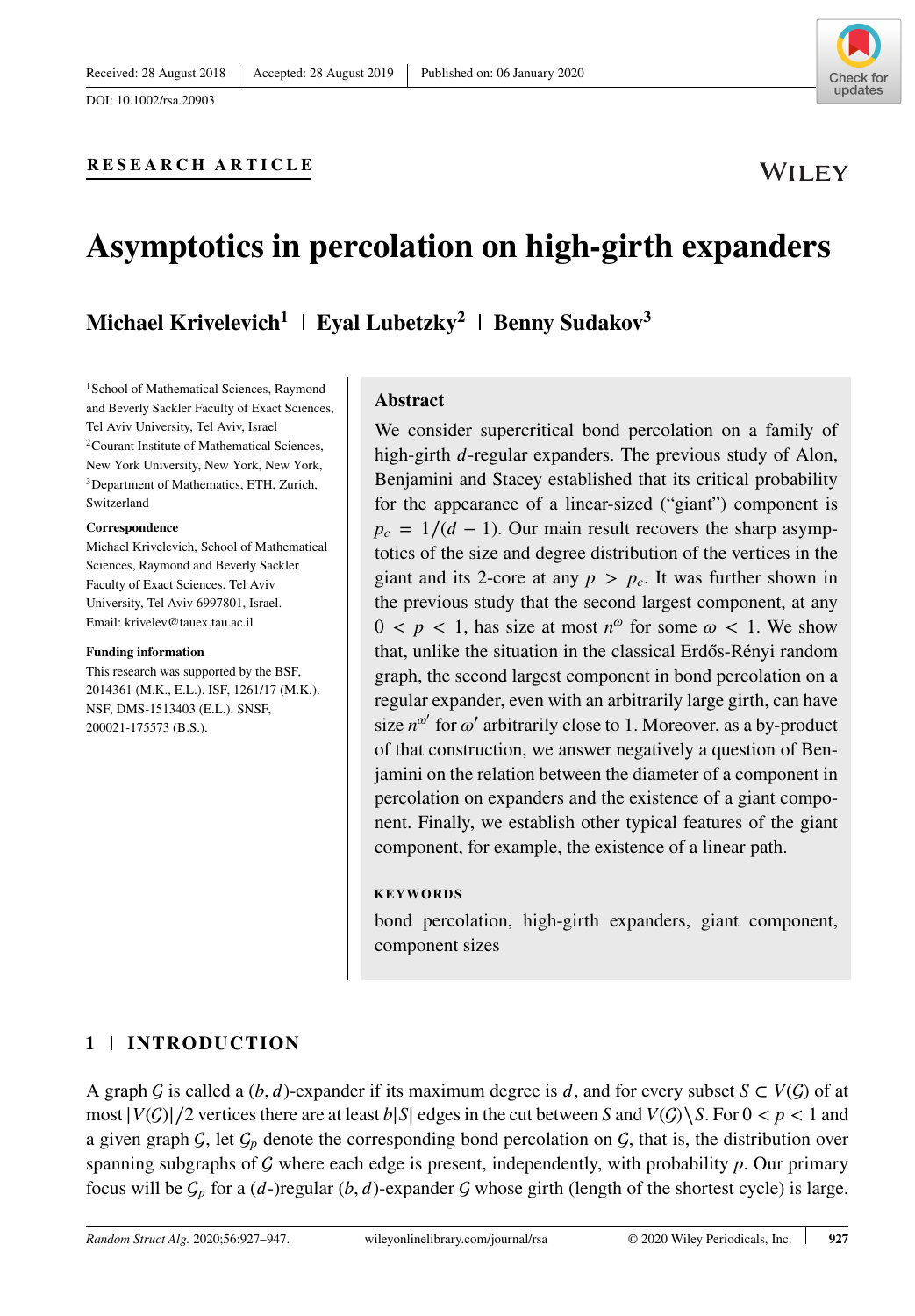Received: 28 August 2018 | Accepted: 28 August 2019 | Published on: 06 January 2020

DOI: 10.1002/rsa.20903

RESEARCH ARTICLE

# Asymptotics in percolation on high-girth expanders

**Michael Krivelevich[1] | Eyal Lubetzky[2] | Benny Sudakov[3]**

[1]School of Mathematical Sciences, Raymond and Beverly Sackler Faculty of Exact Sciences, Tel Aviv University, Tel Aviv, Israel
[2]Courant Institute of Mathematical Sciences, New York University, New York, New York,
[3]Department of Mathematics, ETH, Zurich, Switzerland

**Correspondence**
Michael Krivelevich, School of Mathematical Sciences, Raymond and Beverly Sackler Faculty of Exact Sciences, Tel Aviv University, Tel Aviv 6997801, Israel.
Email: krivelev@tauex.tau.ac.il

**Funding information**
This research was supported by the BSF, 2014361 (M.K., E.L.). ISF, 1261/17 (M.K.). NSF, DMS-1513403 (E.L.). SNSF, 200021-175573 (B.S.).

## Abstract

We consider supercritical bond percolation on a family of high-girth $d$-regular expanders. The previous study of Alon, Benjamini and Stacey established that its critical probability for the appearance of a linear-sized ("giant") component is $p_c = 1/(d-1)$. Our main result recovers the sharp asymptotics of the size and degree distribution of the vertices in the giant and its 2-core at any $p > p_c$. It was further shown in the previous study that the second largest component, at any $0 < p < 1$, has size at most $n^{\omega}$ for some $\omega < 1$. We show that, unlike the situation in the classical Erdős-Rényi random graph, the second largest component in bond percolation on a regular expander, even with an arbitrarily large girth, can have size $n^{\omega'}$ for $\omega'$ arbitrarily close to 1. Moreover, as a by-product of that construction, we answer negatively a question of Benjamini on the relation between the diameter of a component in percolation on expanders and the existence of a giant component. Finally, we establish other typical features of the giant component, for example, the existence of a linear path.

**KEYWORDS**

bond percolation, high-girth expanders, giant component, component sizes

## 1 | INTRODUCTION

A graph $\mathcal{G}$ is called a $(b,d)$-expander if its maximum degree is $d$, and for every subset $S \subset V(\mathcal{G})$ of at most $|V(\mathcal{G})|/2$ vertices there are at least $b|S|$ edges in the cut between $S$ and $V(\mathcal{G})\setminus S$. For $0 < p < 1$ and a given graph $\mathcal{G}$, let $\mathcal{G}_p$ denote the corresponding bond percolation on $\mathcal{G}$, that is, the distribution over spanning subgraphs of $\mathcal{G}$ where each edge is present, independently, with probability $p$. Our primary focus will be $\mathcal{G}_p$ for a $(d$-)regular $(b,d)$-expander $\mathcal{G}$ whose girth (length of the shortest cycle) is large.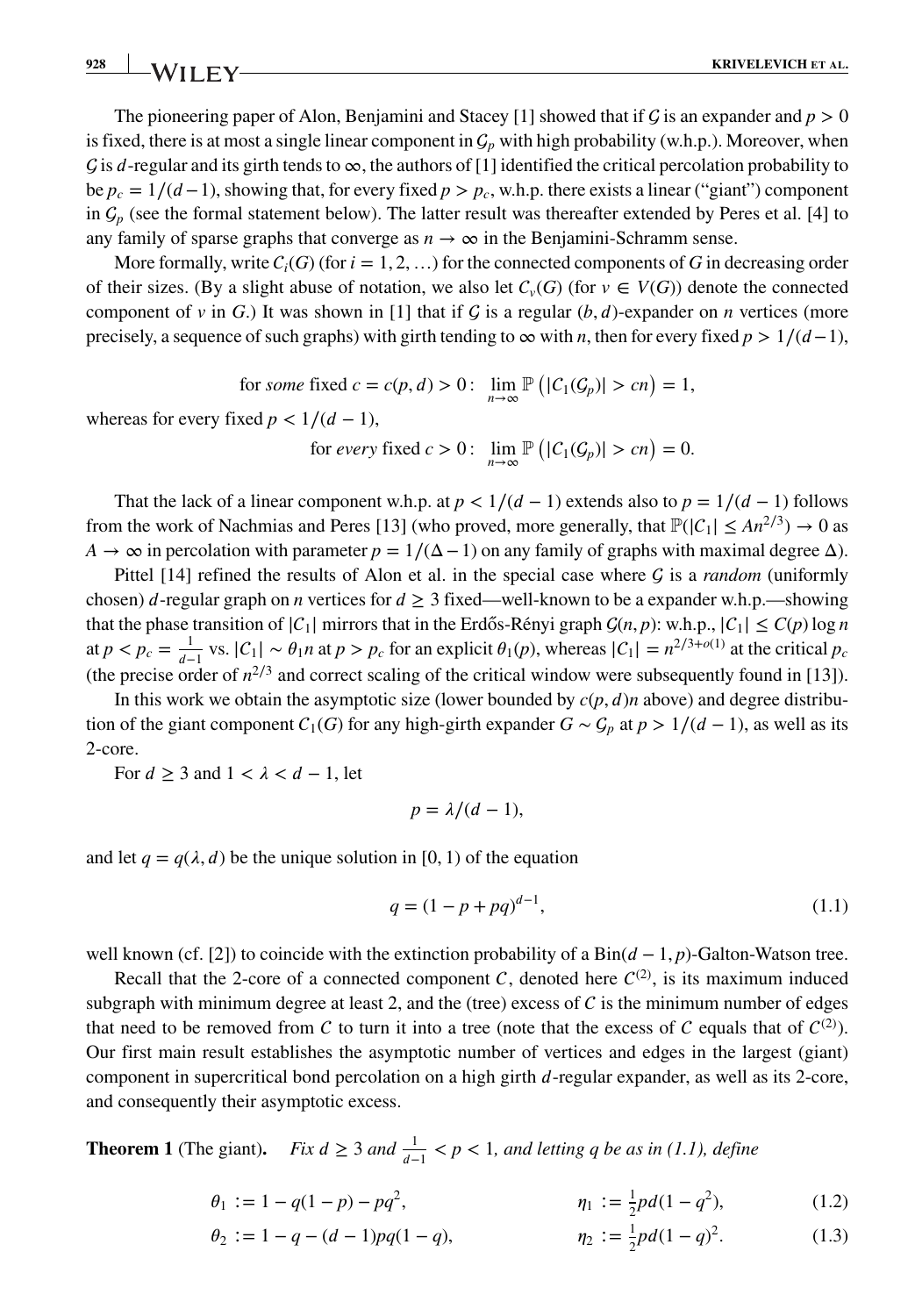The pioneering paper of Alon, Benjamini and Stacey [1] showed that if $\mathcal{G}$ is an expander and $p > 0$ is fixed, there is at most a single linear component in $\mathcal{G}_p$ with high probability (w.h.p.). Moreover, when $\mathcal{G}$ is $d$-regular and its girth tends to $\infty$, the authors of [1] identified the critical percolation probability to be $p_c = 1/(d-1)$, showing that, for every fixed $p > p_c$, w.h.p. there exists a linear ("giant") component in $\mathcal{G}_p$ (see the formal statement below). The latter result was thereafter extended by Peres et al. [4] to any family of sparse graphs that converge as $n \to \infty$ in the Benjamini-Schramm sense.

More formally, write $C_i(G)$ (for $i = 1, 2, \ldots$) for the connected components of $G$ in decreasing order of their sizes. (By a slight abuse of notation, we also let $C_v(G)$ (for $v \in V(G)$) denote the connected component of $v$ in $G$.) It was shown in [1] that if $\mathcal{G}$ is a regular $(b, d)$-expander on $n$ vertices (more precisely, a sequence of such graphs) with girth tending to $\infty$ with $n$, then for every fixed $p > 1/(d-1)$,

$$\text{for } \textit{some} \text{ fixed } c = c(p, d) > 0 : \lim_{n\to\infty} \mathbb{P}\left(|C_1(\mathcal{G}_p)| > cn\right) = 1,$$

whereas for every fixed $p < 1/(d-1)$,

$$\text{for } \textit{every} \text{ fixed } c > 0 : \lim_{n\to\infty} \mathbb{P}\left(|C_1(\mathcal{G}_p)| > cn\right) = 0.$$

That the lack of a linear component w.h.p. at $p < 1/(d-1)$ extends also to $p = 1/(d-1)$ follows from the work of Nachmias and Peres [13] (who proved, more generally, that $\mathbb{P}(|C_1| \le An^{2/3}) \to 0$ as $A \to \infty$ in percolation with parameter $p = 1/(\Delta - 1)$ on any family of graphs with maximal degree $\Delta$).

Pittel [14] refined the results of Alon et al. in the special case where $\mathcal{G}$ is a *random* (uniformly chosen) $d$-regular graph on $n$ vertices for $d \ge 3$ fixed—well-known to be a expander w.h.p.—showing that the phase transition of $|C_1|$ mirrors that in the Erdős-Rényi graph $\mathcal{G}(n, p)$: w.h.p., $|C_1| \le C(p) \log n$ at $p < p_c = \frac{1}{d-1}$ vs. $|C_1| \sim \theta_1 n$ at $p > p_c$ for an explicit $\theta_1(p)$, whereas $|C_1| = n^{2/3+o(1)}$ at the critical $p_c$ (the precise order of $n^{2/3}$ and correct scaling of the critical window were subsequently found in [13]).

In this work we obtain the asymptotic size (lower bounded by $c(p, d)n$ above) and degree distribution of the giant component $C_1(G)$ for any high-girth expander $G \sim \mathcal{G}_p$ at $p > 1/(d-1)$, as well as its 2-core.

For $d \ge 3$ and $1 < \lambda < d - 1$, let

$$p = \lambda/(d-1),$$

and let $q = q(\lambda, d)$ be the unique solution in $[0, 1)$ of the equation

$$q = (1 - p + pq)^{d-1}, \tag{1.1}$$

well known (cf. [2]) to coincide with the extinction probability of a $\text{Bin}(d-1, p)$-Galton-Watson tree.

Recall that the 2-core of a connected component $C$, denoted here $C^{(2)}$, is its maximum induced subgraph with minimum degree at least 2, and the (tree) excess of $C$ is the minimum number of edges that need to be removed from $C$ to turn it into a tree (note that the excess of $C$ equals that of $C^{(2)}$). Our first main result establishes the asymptotic number of vertices and edges in the largest (giant) component in supercritical bond percolation on a high girth $d$-regular expander, as well as its 2-core, and consequently their asymptotic excess.

**Theorem 1** (The giant). *Fix $d \ge 3$ and $\frac{1}{d-1} < p < 1$, and letting $q$ be as in (1.1), define*

$$\theta_1 := 1 - q(1-p) - pq^2, \qquad \eta_1 := \tfrac{1}{2}pd(1 - q^2), \tag{1.2}$$

$$\theta_2 := 1 - q - (d-1)pq(1-q), \qquad \eta_2 := \tfrac{1}{2}pd(1-q)^2. \tag{1.3}$$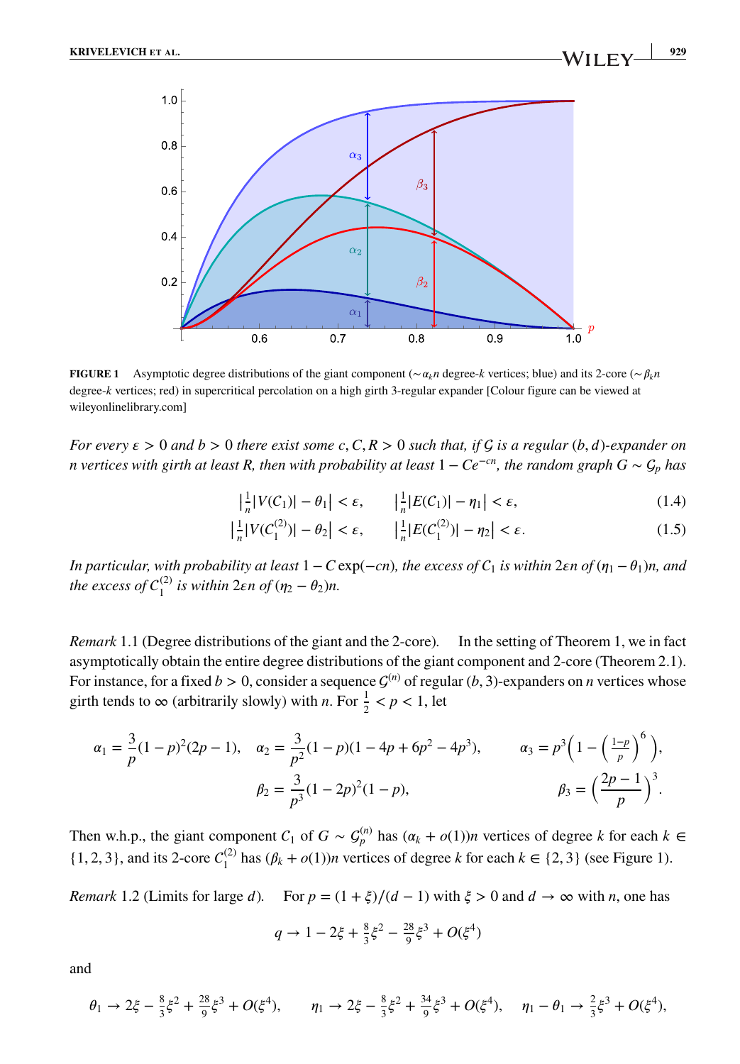FIGURE 1 Asymptotic degree distributions of the giant component ($\sim \alpha_k n$ degree-$k$ vertices; blue) and its 2-core ($\sim \beta_k n$ degree-$k$ vertices; red) in supercritical percolation on a high girth 3-regular expander [Colour figure can be viewed at wileyonlinelibrary.com]

*For every $\varepsilon > 0$ and $b > 0$ there exist some $c, C, R > 0$ such that, if $\mathcal{G}$ is a regular $(b,d)$-expander on $n$ vertices with girth at least $R$, then with probability at least $1 - Ce^{-cn}$, the random graph $G \sim \mathcal{G}_p$ has*

$$\left|\tfrac{1}{n}|V(C_1)| - \theta_1\right| < \varepsilon, \qquad \left|\tfrac{1}{n}|E(C_1)| - \eta_1\right| < \varepsilon, \tag{1.4}$$

$$\left|\tfrac{1}{n}|V(C_1^{(2)})| - \theta_2\right| < \varepsilon, \qquad \left|\tfrac{1}{n}|E(C_1^{(2)})| - \eta_2\right| < \varepsilon. \tag{1.5}$$

*In particular, with probability at least $1 - C\exp(-cn)$, the excess of $C_1$ is within $2\varepsilon n$ of $(\eta_1 - \theta_1)n$, and the excess of $C_1^{(2)}$ is within $2\varepsilon n$ of $(\eta_2 - \theta_2)n$.*

*Remark* 1.1 (Degree distributions of the giant and the 2-core). In the setting of Theorem 1, we in fact asymptotically obtain the entire degree distributions of the giant component and 2-core (Theorem 2.1). For instance, for a fixed $b > 0$, consider a sequence $\mathcal{G}^{(n)}$ of regular $(b,3)$-expanders on $n$ vertices whose girth tends to $\infty$ (arbitrarily slowly) with $n$. For $\frac{1}{2} < p < 1$, let

$$\alpha_1 = \frac{3}{p}(1-p)^2(2p-1), \quad \alpha_2 = \frac{3}{p^2}(1-p)(1-4p+6p^2-4p^3), \qquad \alpha_3 = p^3\left(1 - \left(\tfrac{1-p}{p}\right)^6\right),$$

$$\beta_2 = \frac{3}{p^3}(1-2p)^2(1-p), \qquad \beta_3 = \left(\frac{2p-1}{p}\right)^3.$$

Then w.h.p., the giant component $C_1$ of $G \sim \mathcal{G}_p^{(n)}$ has $(\alpha_k + o(1))n$ vertices of degree $k$ for each $k \in \{1,2,3\}$, and its 2-core $C_1^{(2)}$ has $(\beta_k + o(1))n$ vertices of degree $k$ for each $k \in \{2,3\}$ (see Figure 1).

*Remark* 1.2 (Limits for large $d$). For $p = (1+\xi)/(d-1)$ with $\xi > 0$ and $d \to \infty$ with $n$, one has

$$q \to 1 - 2\xi + \tfrac{8}{3}\xi^2 - \tfrac{28}{9}\xi^3 + O(\xi^4)$$

and

$$\theta_1 \to 2\xi - \tfrac{8}{3}\xi^2 + \tfrac{28}{9}\xi^3 + O(\xi^4), \qquad \eta_1 \to 2\xi - \tfrac{8}{3}\xi^2 + \tfrac{34}{9}\xi^3 + O(\xi^4), \qquad \eta_1 - \theta_1 \to \tfrac{2}{3}\xi^3 + O(\xi^4),$$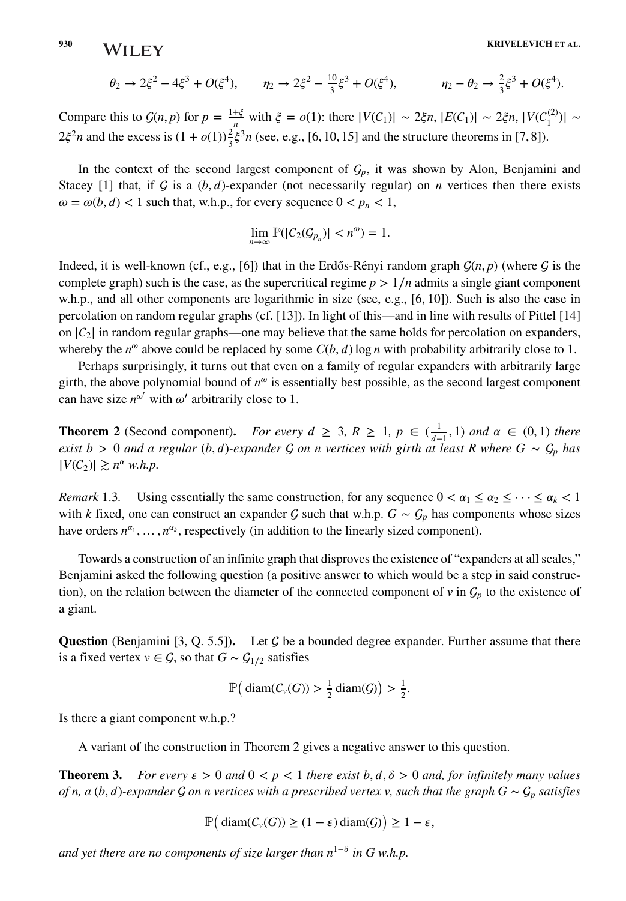$$\theta_2 \to 2\xi^2 - 4\xi^3 + O(\xi^4), \qquad \eta_2 \to 2\xi^2 - \tfrac{10}{3}\xi^3 + O(\xi^4), \qquad \eta_2 - \theta_2 \to \tfrac{2}{3}\xi^3 + O(\xi^4).$$

Compare this to $\mathcal{G}(n,p)$ for $p = \frac{1+\xi}{n}$ with $\xi = o(1)$: there $|V(C_1)| \sim 2\xi n$, $|E(C_1)| \sim 2\xi n$, $|V(C_1^{(2)})| \sim 2\xi^2 n$ and the excess is $(1+o(1))\frac{2}{3}\xi^3 n$ (see, e.g., [6, 10, 15] and the structure theorems in [7, 8]).

In the context of the second largest component of $\mathcal{G}_p$, it was shown by Alon, Benjamini and Stacey [1] that, if $\mathcal{G}$ is a $(b,d)$-expander (not necessarily regular) on $n$ vertices then there exists $\omega = \omega(b,d) < 1$ such that, w.h.p., for every sequence $0 < p_n < 1$,

$$\lim_{n\to\infty} \mathbb{P}(|C_2(\mathcal{G}_{p_n})| < n^{\omega}) = 1.$$

Indeed, it is well-known (cf., e.g., [6]) that in the Erdős-Rényi random graph $\mathcal{G}(n,p)$ (where $\mathcal{G}$ is the complete graph) such is the case, as the supercritical regime $p > 1/n$ admits a single giant component w.h.p., and all other components are logarithmic in size (see, e.g., [6, 10]). Such is also the case in percolation on random regular graphs (cf. [13]). In light of this—and in line with results of Pittel [14] on $|C_2|$ in random regular graphs—one may believe that the same holds for percolation on expanders, whereby the $n^{\omega}$ above could be replaced by some $C(b,d)\log n$ with probability arbitrarily close to 1.

Perhaps surprisingly, it turns out that even on a family of regular expanders with arbitrarily large girth, the above polynomial bound of $n^{\omega}$ is essentially best possible, as the second largest component can have size $n^{\omega'}$ with $\omega'$ arbitrarily close to 1.

**Theorem 2** (Second component). *For every $d \geq 3$, $R \geq 1$, $p \in (\frac{1}{d-1}, 1)$ and $\alpha \in (0,1)$ there exist $b > 0$ and a regular $(b,d)$-expander $\mathcal{G}$ on $n$ vertices with girth at least $R$ where $G \sim \mathcal{G}_p$ has $|V(C_2)| \gtrsim n^{\alpha}$ w.h.p.*

*Remark* 1.3. Using essentially the same construction, for any sequence $0 < \alpha_1 \leq \alpha_2 \leq \cdots \leq \alpha_k < 1$ with $k$ fixed, one can construct an expander $\mathcal{G}$ such that w.h.p. $G \sim \mathcal{G}_p$ has components whose sizes have orders $n^{\alpha_1}, \ldots, n^{\alpha_k}$, respectively (in addition to the linearly sized component).

Towards a construction of an infinite graph that disproves the existence of "expanders at all scales," Benjamini asked the following question (a positive answer to which would be a step in said construction), on the relation between the diameter of the connected component of $v$ in $\mathcal{G}_p$ to the existence of a giant.

**Question** (Benjamini [3, Q. 5.5]). Let $\mathcal{G}$ be a bounded degree expander. Further assume that there is a fixed vertex $v \in \mathcal{G}$, so that $G \sim \mathcal{G}_{1/2}$ satisfies

$$\mathbb{P}\big(\operatorname{diam}(C_v(G)) > \tfrac{1}{2}\operatorname{diam}(\mathcal{G})\big) > \tfrac{1}{2}.$$

Is there a giant component w.h.p.?

A variant of the construction in Theorem 2 gives a negative answer to this question.

**Theorem 3.** *For every $\varepsilon > 0$ and $0 < p < 1$ there exist $b, d, \delta > 0$ and, for infinitely many values of $n$, a $(b,d)$-expander $\mathcal{G}$ on $n$ vertices with a prescribed vertex $v$, such that the graph $G \sim \mathcal{G}_p$ satisfies*

$$\mathbb{P}\big(\operatorname{diam}(C_v(G)) \geq (1-\varepsilon)\operatorname{diam}(\mathcal{G})\big) \geq 1-\varepsilon,$$

*and yet there are no components of size larger than $n^{1-\delta}$ in $G$ w.h.p.*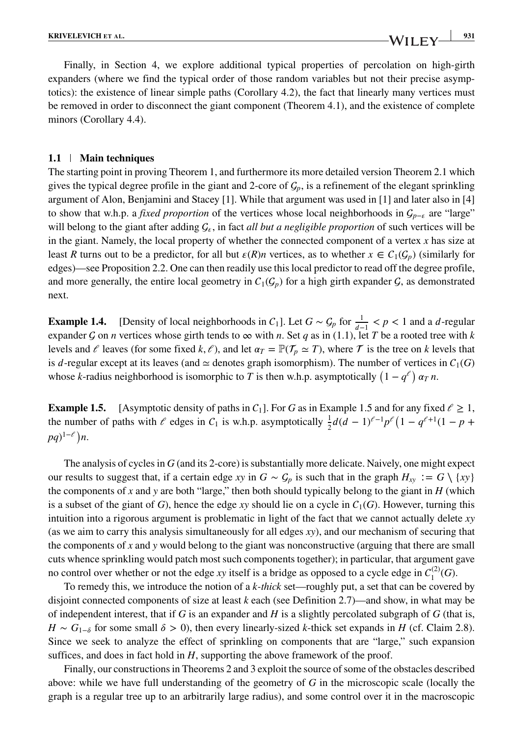Finally, in Section 4, we explore additional typical properties of percolation on high-girth expanders (where we find the typical order of those random variables but not their precise asymptotics): the existence of linear simple paths (Corollary 4.2), the fact that linearly many vertices must be removed in order to disconnect the giant component (Theorem 4.1), and the existence of complete minors (Corollary 4.4).

## 1.1 | Main techniques

The starting point in proving Theorem 1, and furthermore its more detailed version Theorem 2.1 which gives the typical degree profile in the giant and 2-core of $\mathcal{G}_p$, is a refinement of the elegant sprinkling argument of Alon, Benjamini and Stacey [1]. While that argument was used in [1] and later also in [4] to show that w.h.p. a *fixed proportion* of the vertices whose local neighborhoods in $\mathcal{G}_{p-\varepsilon}$ are "large" will belong to the giant after adding $\mathcal{G}_\varepsilon$, in fact *all but a negligible proportion* of such vertices will be in the giant. Namely, the local property of whether the connected component of a vertex $x$ has size at least $R$ turns out to be a predictor, for all but $\varepsilon(R)n$ vertices, as to whether $x \in C_1(\mathcal{G}_p)$ (similarly for edges)—see Proposition 2.2. One can then readily use this local predictor to read off the degree profile, and more generally, the entire local geometry in $C_1(\mathcal{G}_p)$ for a high girth expander $\mathcal{G}$, as demonstrated next.

**Example 1.4.** [Density of local neighborhoods in $C_1$]. Let $G \sim \mathcal{G}_p$ for $\frac{1}{d-1} < p < 1$ and a $d$-regular expander $\mathcal{G}$ on $n$ vertices whose girth tends to $\infty$ with $n$. Set $q$ as in (1.1), let $T$ be a rooted tree with $k$ levels and $\ell$ leaves (for some fixed $k, \ell$), and let $\alpha_T = \mathbb{P}(\mathcal{T}_p \simeq T)$, where $\mathcal{T}$ is the tree on $k$ levels that is $d$-regular except at its leaves (and $\simeq$ denotes graph isomorphism). The number of vertices in $C_1(G)$ whose $k$-radius neighborhood is isomorphic to $T$ is then w.h.p. asymptotically $\left(1 - q^{\ell}\right) \alpha_T \, n$.

**Example 1.5.** [Asymptotic density of paths in $C_1$]. For $G$ as in Example 1.5 and for any fixed $\ell \geq 1$, the number of paths with $\ell$ edges in $C_1$ is w.h.p. asymptotically $\frac{1}{2}d(d-1)^{\ell-1}p^{\ell}\left(1 - q^{\ell+1}(1 - p + pq)^{1-\ell}\right)n$.

The analysis of cycles in $G$ (and its 2-core) is substantially more delicate. Naively, one might expect our results to suggest that, if a certain edge $xy$ in $G \sim \mathcal{G}_p$ is such that in the graph $H_{xy} := G \setminus \{xy\}$ the components of $x$ and $y$ are both "large," then both should typically belong to the giant in $H$ (which is a subset of the giant of $G$), hence the edge $xy$ should lie on a cycle in $C_1(G)$. However, turning this intuition into a rigorous argument is problematic in light of the fact that we cannot actually delete $xy$ (as we aim to carry this analysis simultaneously for all edges $xy$), and our mechanism of securing that the components of $x$ and $y$ would belong to the giant was nonconstructive (arguing that there are small cuts whence sprinkling would patch most such components together); in particular, that argument gave no control over whether or not the edge $xy$ itself is a bridge as opposed to a cycle edge in $C_1^{(2)}(G)$.

To remedy this, we introduce the notion of a $k$-*thick* set—roughly put, a set that can be covered by disjoint connected components of size at least $k$ each (see Definition 2.7)—and show, in what may be of independent interest, that if $G$ is an expander and $H$ is a slightly percolated subgraph of $G$ (that is, $H \sim G_{1-\delta}$ for some small $\delta > 0$), then every linearly-sized $k$-thick set expands in $H$ (cf. Claim 2.8). Since we seek to analyze the effect of sprinkling on components that are "large," such expansion suffices, and does in fact hold in $H$, supporting the above framework of the proof.

Finally, our constructions in Theorems 2 and 3 exploit the source of some of the obstacles described above: while we have full understanding of the geometry of $G$ in the microscopic scale (locally the graph is a regular tree up to an arbitrarily large radius), and some control over it in the macroscopic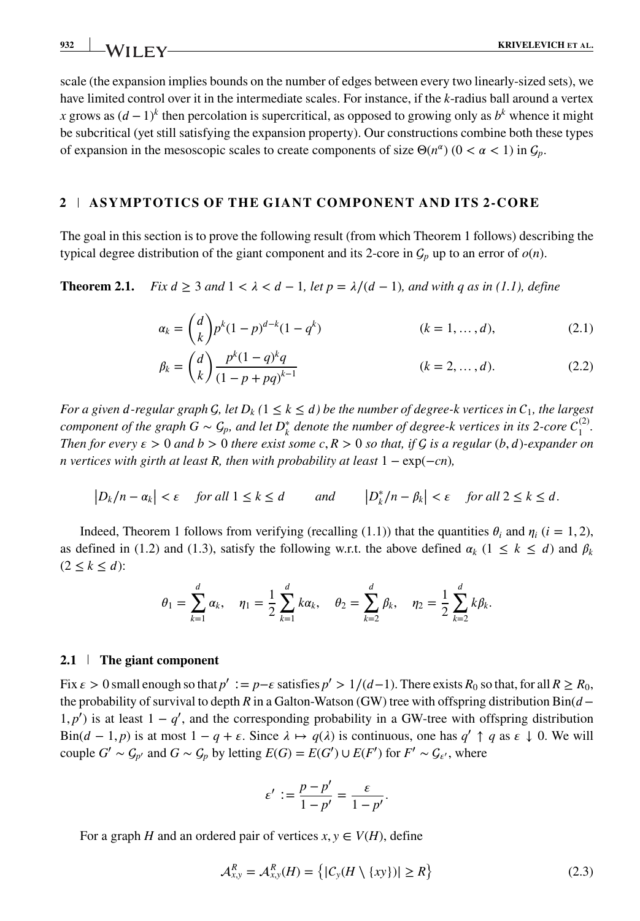scale (the expansion implies bounds on the number of edges between every two linearly-sized sets), we have limited control over it in the intermediate scales. For instance, if the $k$-radius ball around a vertex $x$ grows as $(d-1)^k$ then percolation is supercritical, as opposed to growing only as $b^k$ whence it might be subcritical (yet still satisfying the expansion property). Our constructions combine both these types of expansion in the mesoscopic scales to create components of size $\Theta(n^\alpha)$ $(0<\alpha<1)$ in $\mathcal{G}_p$.

## 2 | ASYMPTOTICS OF THE GIANT COMPONENT AND ITS 2-CORE

The goal in this section is to prove the following result (from which Theorem 1 follows) describing the typical degree distribution of the giant component and its 2-core in $\mathcal{G}_p$ up to an error of $o(n)$.

**Theorem 2.1.** *Fix $d \geq 3$ and $1<\lambda<d-1$, let $p=\lambda/(d-1)$, and with $q$ as in (1.1), define*

$$\alpha_k = \binom{d}{k} p^k (1-p)^{d-k}(1-q^k) \qquad (k=1,\dots,d), \tag{2.1}$$

$$\beta_k = \binom{d}{k} \frac{p^k(1-q)^k q}{(1-p+pq)^{k-1}} \qquad (k=2,\dots,d). \tag{2.2}$$

*For a given $d$-regular graph $\mathcal{G}$, let $D_k$ $(1\leq k\leq d)$ be the number of degree-$k$ vertices in $\mathcal{C}_1$, the largest component of the graph $G\sim\mathcal{G}_p$, and let $D_k^*$ denote the number of degree-$k$ vertices in its 2-core $\mathcal{C}_1^{(2)}$. Then for every $\varepsilon>0$ and $b>0$ there exist some $c,R>0$ so that, if $\mathcal{G}$ is a regular $(b,d)$-expander on $n$ vertices with girth at least $R$, then with probability at least $1-\exp(-cn)$,*

$$|D_k/n-\alpha_k|<\varepsilon \quad \text{for all } 1\leq k\leq d \qquad \text{and} \qquad |D_k^*/n-\beta_k|<\varepsilon \quad \text{for all } 2\leq k\leq d.$$

Indeed, Theorem 1 follows from verifying (recalling (1.1)) that the quantities $\theta_i$ and $\eta_i$ $(i=1,2)$, as defined in (1.2) and (1.3), satisfy the following w.r.t. the above defined $\alpha_k$ $(1\leq k\leq d)$ and $\beta_k$ $(2\leq k\leq d)$:

$$\theta_1=\sum_{k=1}^d \alpha_k, \quad \eta_1=\frac{1}{2}\sum_{k=1}^d k\alpha_k, \quad \theta_2=\sum_{k=2}^d \beta_k, \quad \eta_2=\frac{1}{2}\sum_{k=2}^d k\beta_k.$$

### 2.1 | The giant component

Fix $\varepsilon>0$ small enough so that $p':=p-\varepsilon$ satisfies $p'>1/(d-1)$. There exists $R_0$ so that, for all $R\geq R_0$, the probability of survival to depth $R$ in a Galton-Watson (GW) tree with offspring distribution $\mathrm{Bin}(d-1,p')$ is at least $1-q'$, and the corresponding probability in a GW-tree with offspring distribution $\mathrm{Bin}(d-1,p)$ is at most $1-q+\varepsilon$. Since $\lambda\mapsto q(\lambda)$ is continuous, one has $q'\uparrow q$ as $\varepsilon\downarrow 0$. We will couple $G'\sim\mathcal{G}_{p'}$ and $G\sim\mathcal{G}_p$ by letting $E(G)=E(G')\cup E(F')$ for $F'\sim\mathcal{G}_{\varepsilon'}$, where

$$\varepsilon':=\frac{p-p'}{1-p'}=\frac{\varepsilon}{1-p'}.$$

For a graph $H$ and an ordered pair of vertices $x,y\in V(H)$, define

$$\mathcal{A}_{x,y}^R=\mathcal{A}_{x,y}^R(H)=\{|C_y(H\setminus\{xy\})|\geq R\} \tag{2.3}$$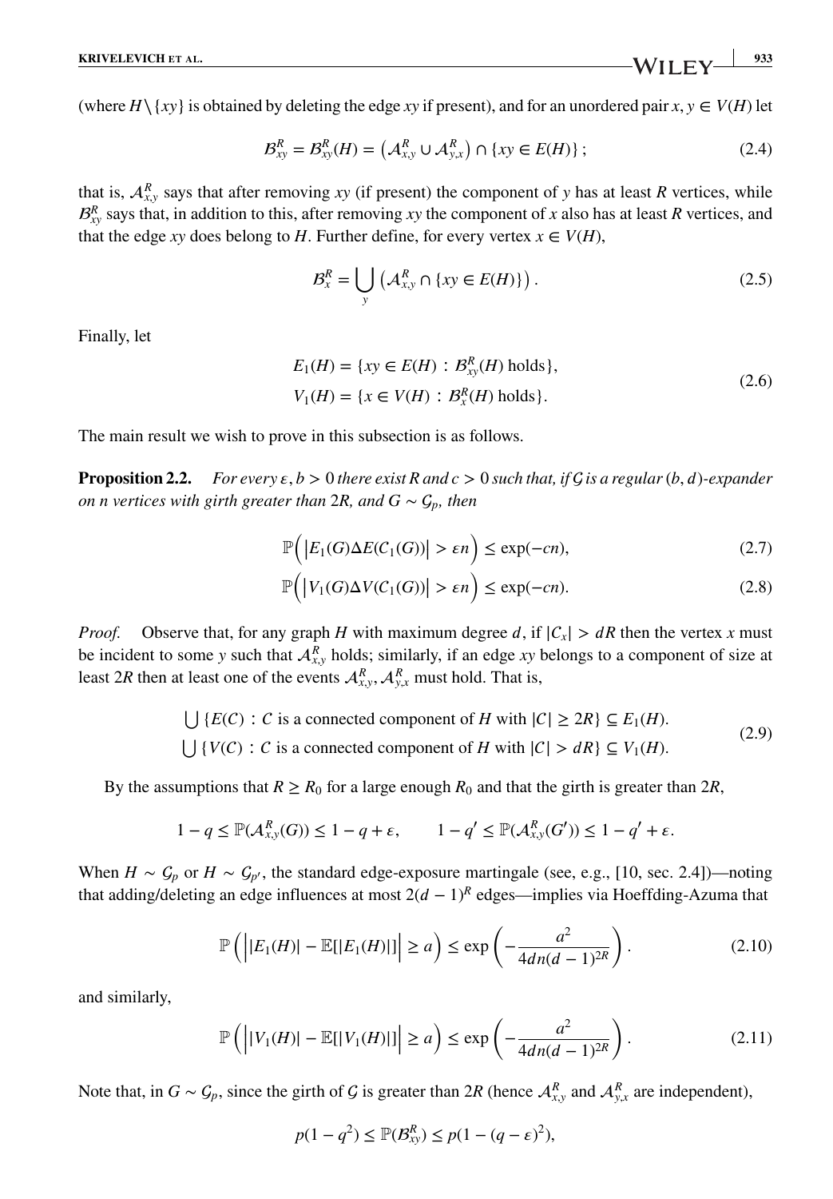(where $H \setminus \{xy\}$ is obtained by deleting the edge $xy$ if present), and for an unordered pair $x, y \in V(H)$ let

$$\mathcal{B}^R_{xy} = \mathcal{B}^R_{xy}(H) = \left(\mathcal{A}^R_{x,y} \cup \mathcal{A}^R_{y,x}\right) \cap \{xy \in E(H)\} ; \tag{2.4}$$

that is, $\mathcal{A}^R_{x,y}$ says that after removing $xy$ (if present) the component of $y$ has at least $R$ vertices, while $\mathcal{B}^R_{xy}$ says that, in addition to this, after removing $xy$ the component of $x$ also has at least $R$ vertices, and that the edge $xy$ does belong to $H$. Further define, for every vertex $x \in V(H)$,

$$\mathcal{B}^R_x = \bigcup_y \left(\mathcal{A}^R_{x,y} \cap \{xy \in E(H)\}\right). \tag{2.5}$$

Finally, let

$$\begin{aligned} E_1(H) &= \{xy \in E(H) : \mathcal{B}^R_{xy}(H) \text{ holds}\}, \\ V_1(H) &= \{x \in V(H) : \mathcal{B}^R_x(H) \text{ holds}\}. \end{aligned} \tag{2.6}$$

The main result we wish to prove in this subsection is as follows.

**Proposition 2.2.** *For every $\varepsilon, b > 0$ there exist $R$ and $c > 0$ such that, if $\mathcal{G}$ is a regular $(b, d)$-expander on $n$ vertices with girth greater than $2R$, and $G \sim \mathcal{G}_p$, then*

$$\mathbb{P}\Big(\big|E_1(G)\Delta E(\mathcal{C}_1(G))\big| > \varepsilon n\Big) \leq \exp(-cn), \tag{2.7}$$

$$\mathbb{P}\Big(\big|V_1(G)\Delta V(\mathcal{C}_1(G))\big| > \varepsilon n\Big) \leq \exp(-cn). \tag{2.8}$$

*Proof.* Observe that, for any graph $H$ with maximum degree $d$, if $|C_x| > dR$ then the vertex $x$ must be incident to some $y$ such that $\mathcal{A}^R_{x,y}$ holds; similarly, if an edge $xy$ belongs to a component of size at least $2R$ then at least one of the events $\mathcal{A}^R_{x,y}, \mathcal{A}^R_{y,x}$ must hold. That is,

$$\begin{aligned} &\bigcup \{E(C) : C \text{ is a connected component of } H \text{ with } |C| \geq 2R\} \subseteq E_1(H). \\ &\bigcup \{V(C) : C \text{ is a connected component of } H \text{ with } |C| > dR\} \subseteq V_1(H). \end{aligned} \tag{2.9}$$

By the assumptions that $R \geq R_0$ for a large enough $R_0$ and that the girth is greater than $2R$,

$$1 - q \leq \mathbb{P}(\mathcal{A}^R_{x,y}(G)) \leq 1 - q + \varepsilon, \qquad 1 - q' \leq \mathbb{P}(\mathcal{A}^R_{x,y}(G')) \leq 1 - q' + \varepsilon.$$

When $H \sim \mathcal{G}_p$ or $H \sim \mathcal{G}_{p'}$, the standard edge-exposure martingale (see, e.g., [10, sec. 2.4])—noting that adding/deleting an edge influences at most $2(d-1)^R$ edges—implies via Hoeffding-Azuma that

$$\mathbb{P}\left(\Big||E_1(H)| - \mathbb{E}[|E_1(H)|]\Big| \geq a\right) \leq \exp\left(-\frac{a^2}{4dn(d-1)^{2R}}\right). \tag{2.10}$$

and similarly,

$$\mathbb{P}\left(\Big||V_1(H)| - \mathbb{E}[|V_1(H)|]\Big| \geq a\right) \leq \exp\left(-\frac{a^2}{4dn(d-1)^{2R}}\right). \tag{2.11}$$

Note that, in $G \sim \mathcal{G}_p$, since the girth of $\mathcal{G}$ is greater than $2R$ (hence $\mathcal{A}^R_{x,y}$ and $\mathcal{A}^R_{y,x}$ are independent),

$$p(1 - q^2) \leq \mathbb{P}(\mathcal{B}^R_{xy}) \leq p(1 - (q - \varepsilon)^2),$$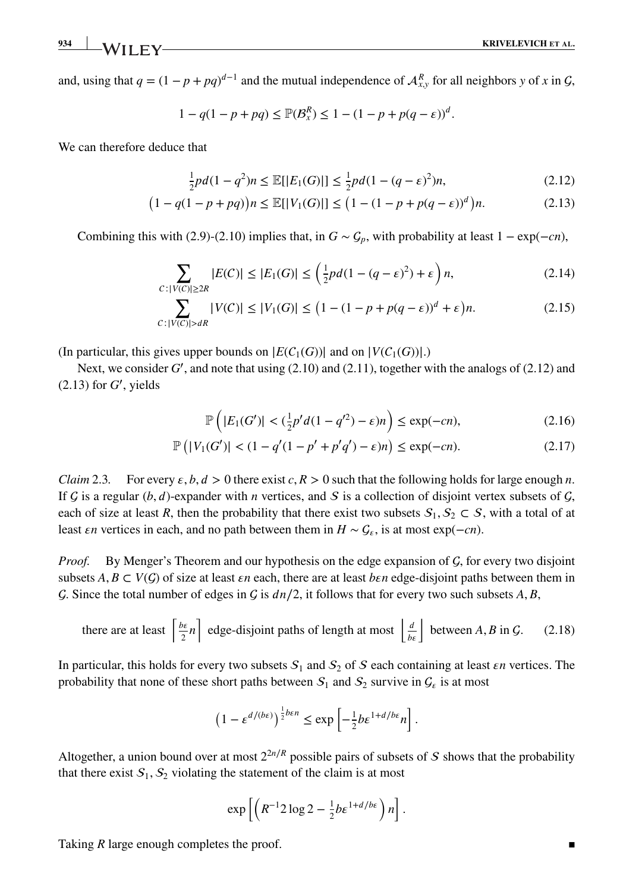and, using that $q = (1-p+pq)^{d-1}$ and the mutual independence of $\mathcal{A}^R_{x,y}$ for all neighbors $y$ of $x$ in $\mathcal{G}$,

$$1 - q(1-p+pq) \le \mathbb{P}(\mathcal{B}^R_x) \le 1 - (1-p+p(q-\varepsilon))^d.$$

We can therefore deduce that

$$\tfrac{1}{2}pd(1-q^2)n \le \mathbb{E}[|E_1(G)|] \le \tfrac{1}{2}pd(1-(q-\varepsilon)^2)n, \tag{2.12}$$

$$\big(1 - q(1-p+pq)\big)n \le \mathbb{E}[|V_1(G)|] \le \big(1-(1-p+p(q-\varepsilon))^d\big)n. \tag{2.13}$$

Combining this with (2.9)-(2.10) implies that, in $G \sim \mathcal{G}_p$, with probability at least $1-\exp(-cn)$,

$$\sum_{C : |V(C)| \ge 2R} |E(C)| \le |E_1(G)| \le \left(\tfrac{1}{2}pd(1-(q-\varepsilon)^2)+\varepsilon\right)n, \tag{2.14}$$

$$\sum_{C : |V(C)| > dR} |V(C)| \le |V_1(G)| \le \big(1-(1-p+p(q-\varepsilon))^d+\varepsilon\big)n. \tag{2.15}$$

(In particular, this gives upper bounds on $|E(C_1(G))|$ and on $|V(C_1(G))|$.)

Next, we consider $G'$, and note that using (2.10) and (2.11), together with the analogs of (2.12) and (2.13) for $G'$, yields

$$\mathbb{P}\left(|E_1(G')| < (\tfrac{1}{2}p'd(1-q'^2)-\varepsilon)n\right) \le \exp(-cn), \tag{2.16}$$

$$\mathbb{P}\big(|V_1(G')| < (1-q'(1-p'+p'q')-\varepsilon)n\big) \le \exp(-cn). \tag{2.17}$$

*Claim* 2.3. For every $\varepsilon, b, d > 0$ there exist $c, R > 0$ such that the following holds for large enough $n$. If $\mathcal{G}$ is a regular $(b,d)$-expander with $n$ vertices, and $\mathcal{S}$ is a collection of disjoint vertex subsets of $\mathcal{G}$, each of size at least $R$, then the probability that there exist two subsets $\mathcal{S}_1, \mathcal{S}_2 \subset \mathcal{S}$, with a total of at least $\varepsilon n$ vertices in each, and no path between them in $H \sim \mathcal{G}_\varepsilon$, is at most $\exp(-cn)$.

*Proof.* By Menger's Theorem and our hypothesis on the edge expansion of $\mathcal{G}$, for every two disjoint subsets $A, B \subset V(\mathcal{G})$ of size at least $\varepsilon n$ each, there are at least $b\varepsilon n$ edge-disjoint paths between them in $\mathcal{G}$. Since the total number of edges in $\mathcal{G}$ is $dn/2$, it follows that for every two such subsets $A, B$,

$$\text{there are at least } \left\lceil \tfrac{b\varepsilon}{2}n \right\rceil \text{ edge-disjoint paths of length at most } \left\lfloor \tfrac{d}{b\varepsilon} \right\rfloor \text{ between } A, B \text{ in } \mathcal{G}. \tag{2.18}$$

In particular, this holds for every two subsets $\mathcal{S}_1$ and $\mathcal{S}_2$ of $\mathcal{S}$ each containing at least $\varepsilon n$ vertices. The probability that none of these short paths between $\mathcal{S}_1$ and $\mathcal{S}_2$ survive in $\mathcal{G}_\varepsilon$ is at most

$$\left(1-\varepsilon^{d/(b\varepsilon)}\right)^{\frac{1}{2}b\varepsilon n} \le \exp\left[-\tfrac{1}{2}b\varepsilon^{1+d/b\varepsilon}n\right].$$

Altogether, a union bound over at most $2^{2n/R}$ possible pairs of subsets of $\mathcal{S}$ shows that the probability that there exist $\mathcal{S}_1, \mathcal{S}_2$ violating the statement of the claim is at most

$$\exp\left[\left(R^{-1}2\log 2 - \tfrac{1}{2}b\varepsilon^{1+d/b\varepsilon}\right)n\right].$$

Taking $R$ large enough completes the proof. ∎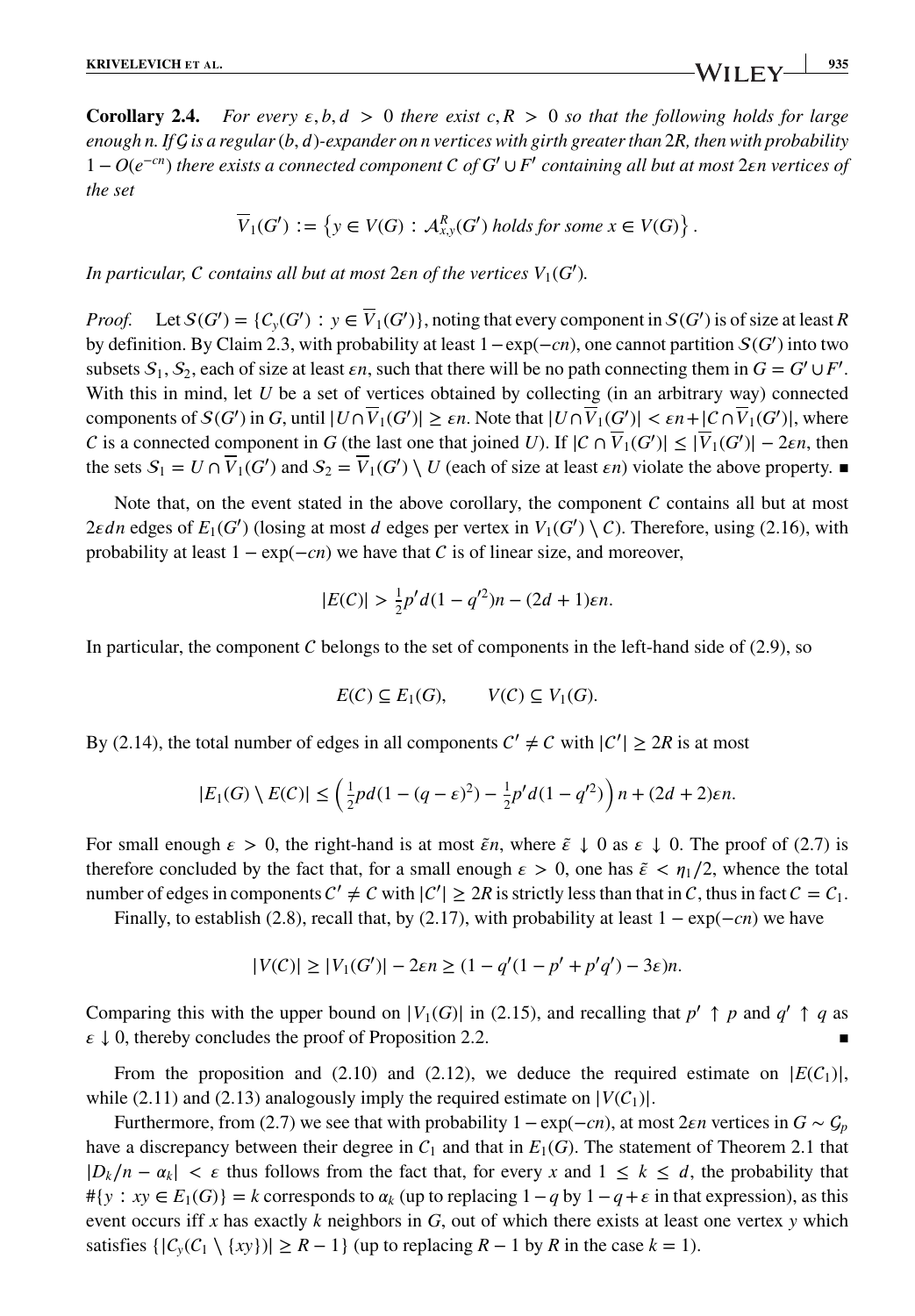**Corollary 2.4.** *For every $\varepsilon, b, d > 0$ there exist $c, R > 0$ so that the following holds for large enough $n$. If $\mathcal{G}$ is a regular $(b, d)$-expander on $n$ vertices with girth greater than $2R$, then with probability $1 - O(e^{-cn})$ there exists a connected component $C$ of $G' \cup F'$ containing all but at most $2\varepsilon n$ vertices of the set*

$$\overline{V}_1(G') := \left\{ y \in V(G) : \mathcal{A}^R_{x,y}(G') \text{ holds for some } x \in V(G) \right\}.$$

*In particular, $C$ contains all but at most $2\varepsilon n$ of the vertices $V_1(G')$.*

*Proof.* Let $\mathcal{S}(G') = \{C_y(G') : y \in \overline{V}_1(G')\}$, noting that every component in $\mathcal{S}(G')$ is of size at least $R$ by definition. By Claim 2.3, with probability at least $1 - \exp(-cn)$, one cannot partition $\mathcal{S}(G')$ into two subsets $\mathcal{S}_1, \mathcal{S}_2$, each of size at least $\varepsilon n$, such that there will be no path connecting them in $G = G' \cup F'$. With this in mind, let $U$ be a set of vertices obtained by collecting (in an arbitrary way) connected components of $\mathcal{S}(G')$ in $G$, until $|U \cap \overline{V}_1(G')| \geq \varepsilon n$. Note that $|U \cap \overline{V}_1(G')| < \varepsilon n + |C \cap \overline{V}_1(G')|$, where $C$ is a connected component in $G$ (the last one that joined $U$). If $|C \cap \overline{V}_1(G')| \leq |\overline{V}_1(G')| - 2\varepsilon n$, then the sets $\mathcal{S}_1 = U \cap \overline{V}_1(G')$ and $\mathcal{S}_2 = \overline{V}_1(G') \setminus U$ (each of size at least $\varepsilon n$) violate the above property. ∎

Note that, on the event stated in the above corollary, the component $C$ contains all but at most $2\varepsilon d n$ edges of $E_1(G')$ (losing at most $d$ edges per vertex in $V_1(G') \setminus C$). Therefore, using (2.16), with probability at least $1 - \exp(-cn)$ we have that $C$ is of linear size, and moreover,

$$|E(C)| > \tfrac{1}{2} p' d (1 - q'^2) n - (2d + 1)\varepsilon n.$$

In particular, the component $C$ belongs to the set of components in the left-hand side of (2.9), so

$$E(C) \subseteq E_1(G), \qquad V(C) \subseteq V_1(G).$$

By (2.14), the total number of edges in all components $C' \neq C$ with $|C'| \geq 2R$ is at most

$$|E_1(G) \setminus E(C)| \leq \left( \tfrac{1}{2} p d (1 - (q - \varepsilon)^2) - \tfrac{1}{2} p' d (1 - q'^2) \right) n + (2d + 2)\varepsilon n.$$

For small enough $\varepsilon > 0$, the right-hand is at most $\tilde{\varepsilon} n$, where $\tilde{\varepsilon} \downarrow 0$ as $\varepsilon \downarrow 0$. The proof of (2.7) is therefore concluded by the fact that, for a small enough $\varepsilon > 0$, one has $\tilde{\varepsilon} < \eta_1/2$, whence the total number of edges in components $C' \neq C$ with $|C'| \geq 2R$ is strictly less than that in $C$, thus in fact $C = C_1$.

Finally, to establish (2.8), recall that, by (2.17), with probability at least $1 - \exp(-cn)$ we have

$$|V(C)| \geq |V_1(G')| - 2\varepsilon n \geq (1 - q'(1 - p' + p'q') - 3\varepsilon) n.$$

Comparing this with the upper bound on $|V_1(G)|$ in (2.15), and recalling that $p' \uparrow p$ and $q' \uparrow q$ as $\varepsilon \downarrow 0$, thereby concludes the proof of Proposition 2.2. ∎

From the proposition and (2.10) and (2.12), we deduce the required estimate on $|E(C_1)|$, while (2.11) and (2.13) analogously imply the required estimate on $|V(C_1)|$.

Furthermore, from (2.7) we see that with probability $1 - \exp(-cn)$, at most $2\varepsilon n$ vertices in $G \sim \mathcal{G}_p$ have a discrepancy between their degree in $C_1$ and that in $E_1(G)$. The statement of Theorem 2.1 that $|D_k/n - \alpha_k| < \varepsilon$ thus follows from the fact that, for every $x$ and $1 \leq k \leq d$, the probability that $\#\{y : xy \in E_1(G)\} = k$ corresponds to $\alpha_k$ (up to replacing $1 - q$ by $1 - q + \varepsilon$ in that expression), as this event occurs iff $x$ has exactly $k$ neighbors in $G$, out of which there exists at least one vertex $y$ which satisfies $\{|C_y(C_1 \setminus \{xy\})| \geq R - 1\}$ (up to replacing $R - 1$ by $R$ in the case $k = 1$).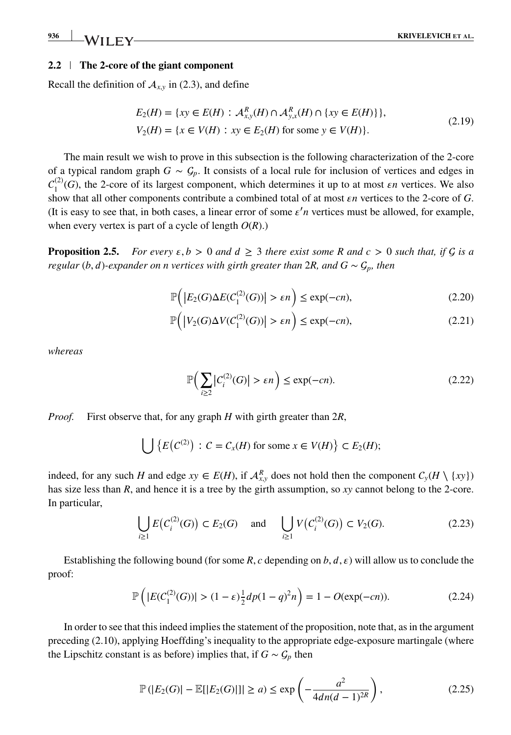### 2.2 | The 2-core of the giant component

Recall the definition of $\mathcal{A}_{x,y}$ in (2.3), and define

$$
\begin{aligned}
E_2(H) &= \{xy \in E(H) : \mathcal{A}^R_{x,y}(H) \cap \mathcal{A}^R_{y,x}(H) \cap \{xy \in E(H)\}\}, \\
V_2(H) &= \{x \in V(H) : xy \in E_2(H) \text{ for some } y \in V(H)\}.
\end{aligned}
\tag{2.19}
$$

The main result we wish to prove in this subsection is the following characterization of the 2-core of a typical random graph $G \sim \mathcal{G}_p$. It consists of a local rule for inclusion of vertices and edges in $C_1^{(2)}(G)$, the 2-core of its largest component, which determines it up to at most $\epsilon n$ vertices. We also show that all other components contribute a combined total of at most $\epsilon n$ vertices to the 2-core of $G$. (It is easy to see that, in both cases, a linear error of some $\epsilon' n$ vertices must be allowed, for example, when every vertex is part of a cycle of length $O(R)$.)

**Proposition 2.5.** *For every $\epsilon, b > 0$ and $d \geq 3$ there exist some $R$ and $c > 0$ such that, if $\mathcal{G}$ is a regular $(b, d)$-expander on $n$ vertices with girth greater than $2R$, and $G \sim \mathcal{G}_p$, then*

$$
\mathbb{P}\Big(\big|E_2(G) \Delta E(C_1^{(2)}(G))\big| > \epsilon n\Big) \leq \exp(-cn), \tag{2.20}
$$

$$
\mathbb{P}\Big(\big|V_2(G) \Delta V(C_1^{(2)}(G))\big| > \epsilon n\Big) \leq \exp(-cn), \tag{2.21}
$$

*whereas*

$$
\mathbb{P}\Big(\sum_{i \geq 2} \big|C_i^{(2)}(G)\big| > \epsilon n\Big) \leq \exp(-cn). \tag{2.22}
$$

*Proof.* First observe that, for any graph $H$ with girth greater than $2R$,

$$
\bigcup \left\{E\big(C^{(2)}\big) : C = C_x(H) \text{ for some } x \in V(H)\right\} \subset E_2(H);
$$

indeed, for any such $H$ and edge $xy \in E(H)$, if $\mathcal{A}^R_{x,y}$ does not hold then the component $C_y(H \setminus \{xy\})$ has size less than $R$, and hence it is a tree by the girth assumption, so $xy$ cannot belong to the 2-core. In particular,

$$
\bigcup_{i \geq 1} E\big(C_i^{(2)}(G)\big) \subset E_2(G) \quad \text{and} \quad \bigcup_{i \geq 1} V\big(C_i^{(2)}(G)\big) \subset V_2(G). \tag{2.23}
$$

Establishing the following bound (for some $R, c$ depending on $b, d, \epsilon$) will allow us to conclude the proof:

$$
\mathbb{P}\left(|E(C_1^{(2)}(G))| > (1 - \epsilon)\tfrac{1}{2} dp(1 - q)^2 n\right) = 1 - O(\exp(-cn)). \tag{2.24}
$$

In order to see that this indeed implies the statement of the proposition, note that, as in the argument preceding (2.10), applying Hoeffding's inequality to the appropriate edge-exposure martingale (where the Lipschitz constant is as before) implies that, if $G \sim \mathcal{G}_p$ then

$$
\mathbb{P}\left(|E_2(G)| - \mathbb{E}[|E_2(G)|]| \geq a\right) \leq \exp\left(-\frac{a^2}{4dn(d-1)^{2R}}\right), \tag{2.25}
$$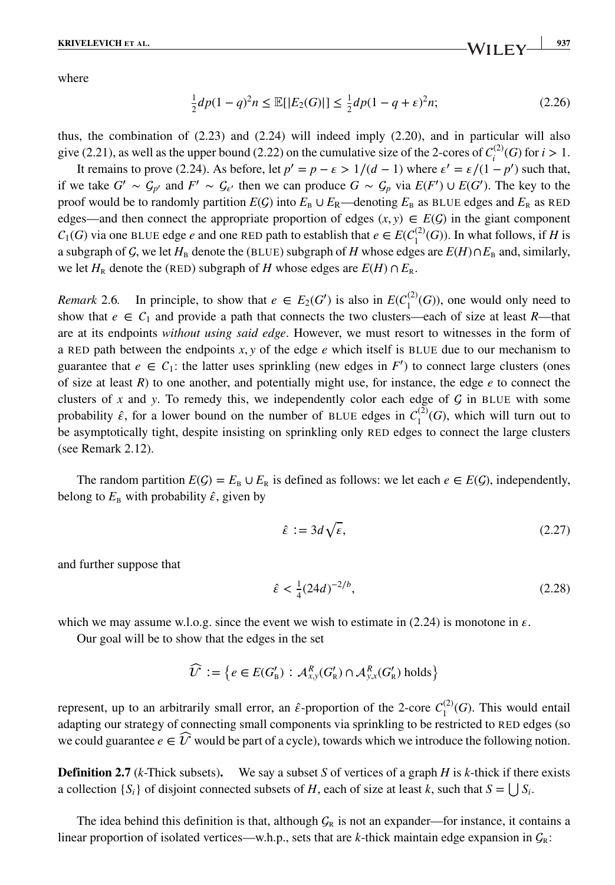where

$$\tfrac{1}{2}dp(1-q)^2 n \le \mathbb{E}[|E_2(G)|] \le \tfrac{1}{2}dp(1-q+\varepsilon)^2 n; \tag{2.26}$$

thus, the combination of (2.23) and (2.24) will indeed imply (2.20), and in particular will also give (2.21), as well as the upper bound (2.22) on the cumulative size of the 2-cores of $C_i^{(2)}(G)$ for $i > 1$.

It remains to prove (2.24). As before, let $p' = p - \varepsilon > 1/(d-1)$ where $\varepsilon' = \varepsilon/(1-p')$ such that, if we take $G' \sim \mathcal{G}_{p'}$ and $F' \sim \mathcal{G}_{\varepsilon'}$ then we can produce $G \sim \mathcal{G}_p$ via $E(F') \cup E(G')$. The key to the proof would be to randomly partition $E(\mathcal{G})$ into $E_{\mathrm{B}} \cup E_{\mathrm{R}}$—denoting $E_{\mathrm{B}}$ as BLUE edges and $E_{\mathrm{R}}$ as RED edges—and then connect the appropriate proportion of edges $(x,y) \in E(\mathcal{G})$ in the giant component $C_1(G)$ via one BLUE edge $e$ and one RED path to establish that $e \in E(C_1^{(2)}(G))$. In what follows, if $H$ is a subgraph of $\mathcal{G}$, we let $H_{\mathrm{B}}$ denote the (BLUE) subgraph of $H$ whose edges are $E(H) \cap E_{\mathrm{B}}$ and, similarly, we let $H_{\mathrm{R}}$ denote the (RED) subgraph of $H$ whose edges are $E(H) \cap E_{\mathrm{R}}$.

*Remark* 2.6. In principle, to show that $e \in E_2(G')$ is also in $E(C_1^{(2)}(G))$, one would only need to show that $e \in C_1$ and provide a path that connects the two clusters—each of size at least $R$—that are at its endpoints *without using said edge*. However, we must resort to witnesses in the form of a RED path between the endpoints $x, y$ of the edge $e$ which itself is BLUE due to our mechanism to guarantee that $e \in C_1$: the latter uses sprinkling (new edges in $F'$) to connect large clusters (ones of size at least $R$) to one another, and potentially might use, for instance, the edge $e$ to connect the clusters of $x$ and $y$. To remedy this, we independently color each edge of $\mathcal{G}$ in BLUE with some probability $\hat{\varepsilon}$, for a lower bound on the number of BLUE edges in $C_1^{(2)}(G)$, which will turn out to be asymptotically tight, despite insisting on sprinkling only RED edges to connect the large clusters (see Remark 2.12).

The random partition $E(\mathcal{G}) = E_{\mathrm{B}} \cup E_{\mathrm{R}}$ is defined as follows: we let each $e \in E(\mathcal{G})$, independently, belong to $E_{\mathrm{B}}$ with probability $\hat{\varepsilon}$, given by

$$\hat{\varepsilon} := 3d\sqrt{\varepsilon}, \tag{2.27}$$

and further suppose that

$$\hat{\varepsilon} < \tfrac{1}{4}(24d)^{-2/b}, \tag{2.28}$$

which we may assume w.l.o.g. since the event we wish to estimate in (2.24) is monotone in $\varepsilon$.

Our goal will be to show that the edges in the set

$$\widehat{\mathcal{U}} := \left\{ e \in E(G'_{\mathrm{B}}) \,:\, \mathcal{A}^R_{x,y}(G'_{\mathrm{R}}) \cap \mathcal{A}^R_{y,x}(G'_{\mathrm{R}}) \text{ holds} \right\}$$

represent, up to an arbitrarily small error, an $\hat{\varepsilon}$-proportion of the 2-core $C_1^{(2)}(G)$. This would entail adapting our strategy of connecting small components via sprinkling to be restricted to RED edges (so we could guarantee $e \in \widehat{\mathcal{U}}$ would be part of a cycle), towards which we introduce the following notion.

**Definition 2.7** (*k*-Thick subsets)**.** We say a subset $S$ of vertices of a graph $H$ is $k$-thick if there exists a collection $\{S_i\}$ of disjoint connected subsets of $H$, each of size at least $k$, such that $S = \bigcup S_i$.

The idea behind this definition is that, although $\mathcal{G}_{\mathrm{R}}$ is not an expander—for instance, it contains a linear proportion of isolated vertices—w.h.p., sets that are $k$-thick maintain edge expansion in $\mathcal{G}_{\mathrm{R}}$: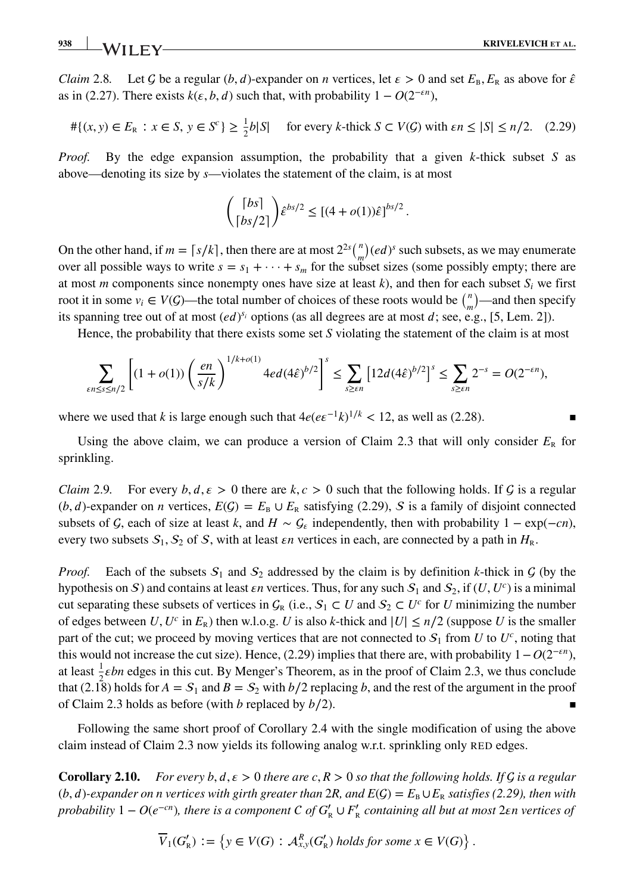*Claim* 2.8. Let $\mathcal{G}$ be a regular $(b, d)$-expander on $n$ vertices, let $\epsilon > 0$ and set $E_{\mathrm{B}}, E_{\mathrm{R}}$ as above for $\hat{\epsilon}$ as in (2.27). There exists $k(\epsilon, b, d)$ such that, with probability $1 - O(2^{-\epsilon n})$,

$$\#\{(x, y) \in E_{\mathrm{R}} : x \in S,\ y \in S^c\} \geq \tfrac{1}{2} b|S| \quad \text{for every } k\text{-thick } S \subset V(\mathcal{G}) \text{ with } \epsilon n \leq |S| \leq n/2. \quad (2.29)$$

*Proof.* By the edge expansion assumption, the probability that a given $k$-thick subset $S$ as above—denoting its size by $s$—violates the statement of the claim, is at most

$$\binom{\lceil bs \rceil}{\lceil bs/2 \rceil} \hat{\epsilon}^{bs/2} \leq [(4 + o(1))\hat{\epsilon}]^{bs/2}.$$

On the other hand, if $m = \lceil s/k \rceil$, then there are at most $2^{2s}\binom{n}{m}(ed)^s$ such subsets, as we may enumerate over all possible ways to write $s = s_1 + \cdots + s_m$ for the subset sizes (some possibly empty; there are at most $m$ components since nonempty ones have size at least $k$), and then for each subset $S_i$ we first root it in some $v_i \in V(\mathcal{G})$—the total number of choices of these roots would be $\binom{n}{m}$—and then specify its spanning tree out of at most $(ed)^{s_i}$ options (as all degrees are at most $d$; see, e.g., [5, Lem. 2]).

Hence, the probability that there exists some set $S$ violating the statement of the claim is at most

$$\sum_{\epsilon n \leq s \leq n/2} \left[ (1 + o(1)) \left( \frac{en}{s/k} \right)^{1/k + o(1)} 4ed(4\hat{\epsilon})^{b/2} \right]^s \leq \sum_{s \geq \epsilon n} \left[ 12d(4\hat{\epsilon})^{b/2} \right]^s \leq \sum_{s \geq \epsilon n} 2^{-s} = O(2^{-\epsilon n}),$$

where we used that $k$ is large enough such that $4e(e\epsilon^{-1}k)^{1/k} < 12$, as well as (2.28). ∎

Using the above claim, we can produce a version of Claim 2.3 that will only consider $E_{\mathrm{R}}$ for sprinkling.

*Claim* 2.9. For every $b, d, \epsilon > 0$ there are $k, c > 0$ such that the following holds. If $\mathcal{G}$ is a regular $(b, d)$-expander on $n$ vertices, $E(\mathcal{G}) = E_{\mathrm{B}} \cup E_{\mathrm{R}}$ satisfying (2.29), $\mathcal{S}$ is a family of disjoint connected subsets of $\mathcal{G}$, each of size at least $k$, and $H \sim \mathcal{G}_\epsilon$ independently, then with probability $1 - \exp(-cn)$, every two subsets $\mathcal{S}_1, \mathcal{S}_2$ of $\mathcal{S}$, with at least $\epsilon n$ vertices in each, are connected by a path in $H_{\mathrm{R}}$.

*Proof.* Each of the subsets $\mathcal{S}_1$ and $\mathcal{S}_2$ addressed by the claim is by definition $k$-thick in $\mathcal{G}$ (by the hypothesis on $\mathcal{S}$) and contains at least $\epsilon n$ vertices. Thus, for any such $\mathcal{S}_1$ and $\mathcal{S}_2$, if $(U, U^c)$ is a minimal cut separating these subsets of vertices in $\mathcal{G}_{\mathrm{R}}$ (i.e., $\mathcal{S}_1 \subset U$ and $\mathcal{S}_2 \subset U^c$ for $U$ minimizing the number of edges between $U, U^c$ in $E_{\mathrm{R}}$) then w.l.o.g. $U$ is also $k$-thick and $|U| \leq n/2$ (suppose $U$ is the smaller part of the cut; we proceed by moving vertices that are not connected to $\mathcal{S}_1$ from $U$ to $U^c$, noting that this would not increase the cut size). Hence, (2.29) implies that there are, with probability $1 - O(2^{-\epsilon n})$, at least $\frac{1}{2}\epsilon bn$ edges in this cut. By Menger's Theorem, as in the proof of Claim 2.3, we thus conclude that (2.18) holds for $A = \mathcal{S}_1$ and $B = \mathcal{S}_2$ with $b/2$ replacing $b$, and the rest of the argument in the proof of Claim 2.3 holds as before (with $b$ replaced by $b/2$). ∎

Following the same short proof of Corollary 2.4 with the single modification of using the above claim instead of Claim 2.3 now yields its following analog w.r.t. sprinkling only RED edges.

**Corollary 2.10.** *For every $b, d, \epsilon > 0$ there are $c, R > 0$ so that the following holds. If $\mathcal{G}$ is a regular $(b, d)$-expander on $n$ vertices with girth greater than $2R$, and $E(\mathcal{G}) = E_{\mathrm{B}} \cup E_{\mathrm{R}}$ satisfies (2.29), then with probability $1 - O(e^{-cn})$, there is a component $C$ of $G'_{\mathrm{R}} \cup F'_{\mathrm{R}}$ containing all but at most $2\epsilon n$ vertices of*

$$\overline{V}_1(G'_{\mathrm{R}}) := \left\{ y \in V(G) : \mathcal{A}^R_{x,y}(G'_{\mathrm{R}}) \text{ holds for some } x \in V(G) \right\}.$$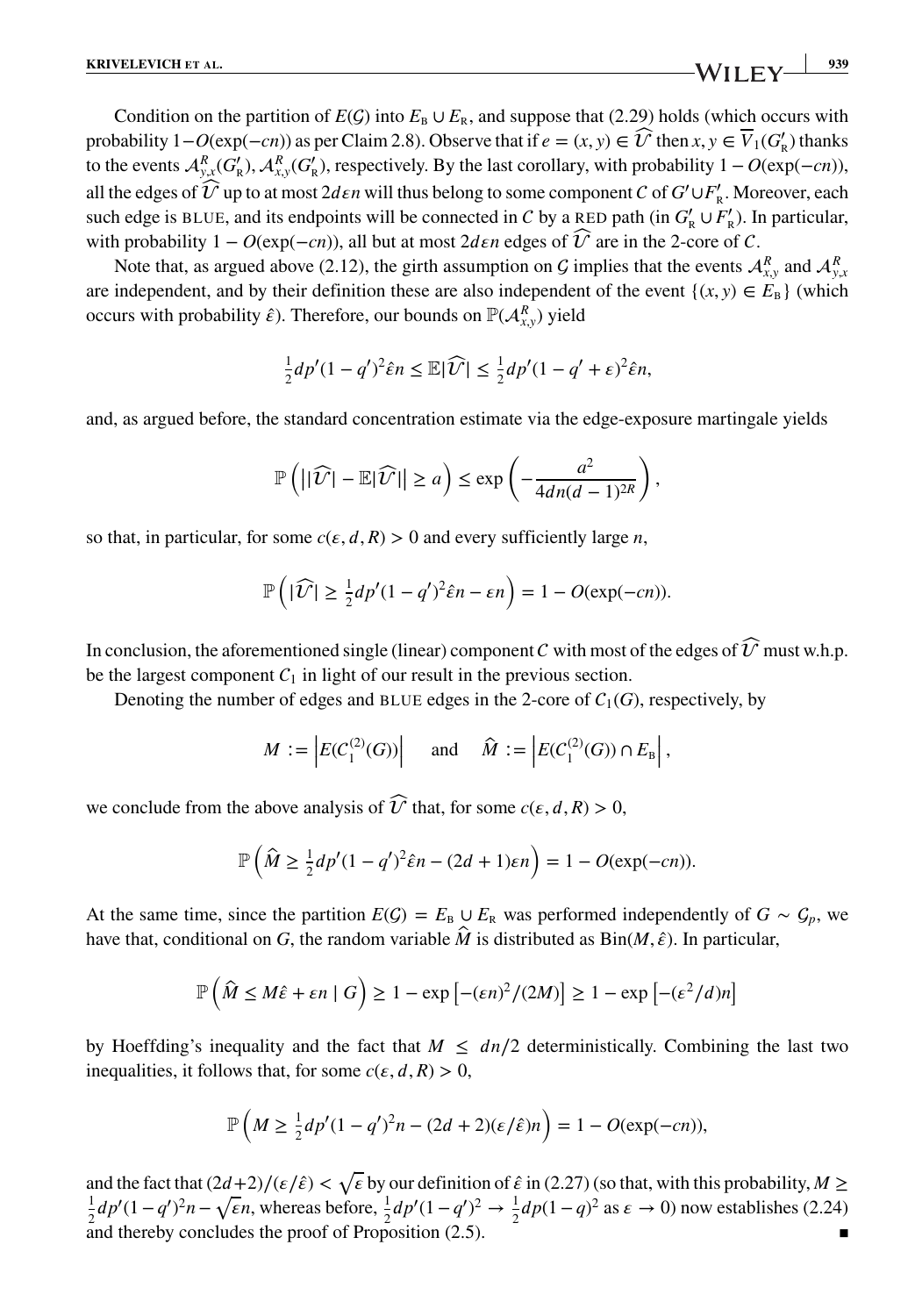Condition on the partition of $E(\mathcal{G})$ into $E_{\mathrm{B}} \cup E_{\mathrm{R}}$, and suppose that (2.29) holds (which occurs with probability $1-O(\exp(-cn))$ as per Claim 2.8). Observe that if $e = (x, y) \in \widehat{\mathcal{U}}$ then $x, y \in \overline{V}_1(G'_{\mathrm{R}})$ thanks to the events $\mathcal{A}^R_{y,x}(G'_{\mathrm{R}}), \mathcal{A}^R_{x,y}(G'_{\mathrm{R}})$, respectively. By the last corollary, with probability $1 - O(\exp(-cn))$, all the edges of $\widehat{\mathcal{U}}$ up to at most $2d\epsilon n$ will thus belong to some component $\mathcal{C}$ of $G' \cup F'_{\mathrm{R}}$. Moreover, each such edge is BLUE, and its endpoints will be connected in $\mathcal{C}$ by a RED path (in $G'_{\mathrm{R}} \cup F'_{\mathrm{R}}$). In particular, with probability $1 - O(\exp(-cn))$, all but at most $2d\epsilon n$ edges of $\widehat{\mathcal{U}}$ are in the 2-core of $\mathcal{C}$.

Note that, as argued above (2.12), the girth assumption on $\mathcal{G}$ implies that the events $\mathcal{A}^R_{x,y}$ and $\mathcal{A}^R_{y,x}$ are independent, and by their definition these are also independent of the event $\{(x, y) \in E_{\mathrm{B}}\}$ (which occurs with probability $\hat{\epsilon}$). Therefore, our bounds on $\mathbb{P}(\mathcal{A}^R_{x,y})$ yield

$$\tfrac{1}{2}dp'(1-q')^2\hat{\epsilon}n \le \mathbb{E}|\widehat{\mathcal{U}}| \le \tfrac{1}{2}dp'(1-q'+\epsilon)^2\hat{\epsilon}n,$$

and, as argued before, the standard concentration estimate via the edge-exposure martingale yields

$$\mathbb{P}\left( \left| |\widehat{\mathcal{U}}| - \mathbb{E}|\widehat{\mathcal{U}}| \right| \ge a \right) \le \exp\left( -\frac{a^2}{4dn(d-1)^{2R}} \right),$$

so that, in particular, for some $c(\epsilon, d, R) > 0$ and every sufficiently large $n$,

$$\mathbb{P}\left( |\widehat{\mathcal{U}}| \ge \tfrac{1}{2}dp'(1-q')^2\hat{\epsilon}n - \epsilon n \right) = 1 - O(\exp(-cn)).$$

In conclusion, the aforementioned single (linear) component $\mathcal{C}$ with most of the edges of $\widehat{\mathcal{U}}$ must w.h.p. be the largest component $\mathcal{C}_1$ in light of our result in the previous section.

Denoting the number of edges and BLUE edges in the 2-core of $\mathcal{C}_1(G)$, respectively, by

$$M := \left| E(\mathcal{C}_1^{(2)}(G)) \right| \quad \text{and} \quad \widehat{M} := \left| E(\mathcal{C}_1^{(2)}(G)) \cap E_{\mathrm{B}} \right|,$$

we conclude from the above analysis of $\widehat{\mathcal{U}}$ that, for some $c(\epsilon, d, R) > 0$,

$$\mathbb{P}\left( \widehat{M} \ge \tfrac{1}{2}dp'(1-q')^2\hat{\epsilon}n - (2d+1)\epsilon n \right) = 1 - O(\exp(-cn)).$$

At the same time, since the partition $E(\mathcal{G}) = E_{\mathrm{B}} \cup E_{\mathrm{R}}$ was performed independently of $G \sim \mathcal{G}_p$, we have that, conditional on $G$, the random variable $\widehat{M}$ is distributed as $\mathrm{Bin}(M, \hat{\epsilon})$. In particular,

$$\mathbb{P}\left( \widehat{M} \le M\hat{\epsilon} + \epsilon n \mid G \right) \ge 1 - \exp\left[ -(\epsilon n)^2/(2M) \right] \ge 1 - \exp\left[ -(\epsilon^2/d)n \right]$$

by Hoeffding's inequality and the fact that $M \le dn/2$ deterministically. Combining the last two inequalities, it follows that, for some $c(\epsilon, d, R) > 0$,

$$\mathbb{P}\left( M \ge \tfrac{1}{2}dp'(1-q')^2 n - (2d+2)(\epsilon/\hat{\epsilon})n \right) = 1 - O(\exp(-cn)),$$

and the fact that $(2d+2)/(\epsilon/\hat{\epsilon}) < \sqrt{\epsilon}$ by our definition of $\hat{\epsilon}$ in (2.27) (so that, with this probability, $M \ge \frac{1}{2}dp'(1-q')^2 n - \sqrt{\epsilon}n$, whereas before, $\frac{1}{2}dp'(1-q')^2 \to \frac{1}{2}dp(1-q)^2$ as $\epsilon \to 0$) now establishes (2.24) and thereby concludes the proof of Proposition (2.5). ∎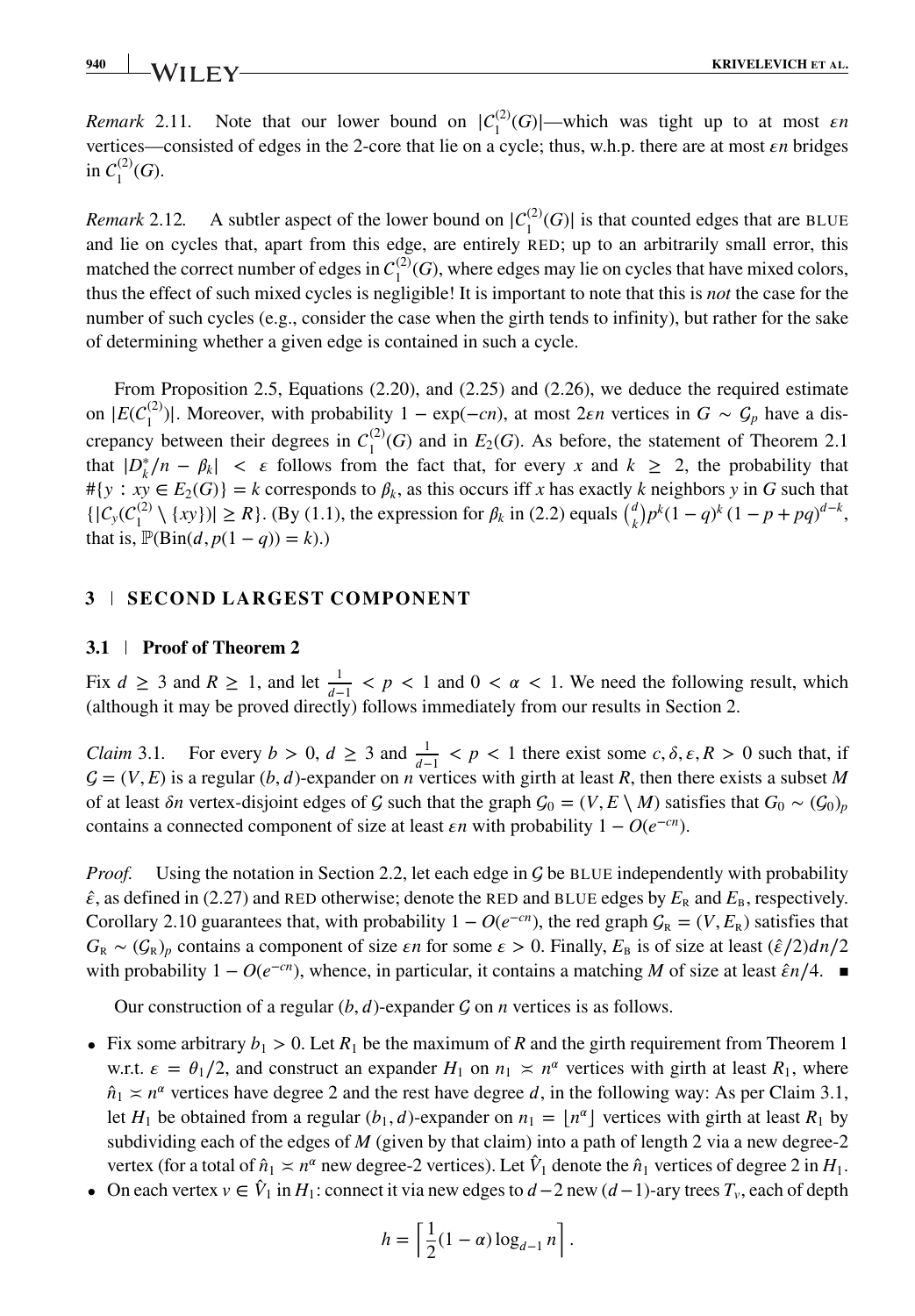*Remark* 2.11. Note that our lower bound on $|C_1^{(2)}(G)|$—which was tight up to at most $\epsilon n$ vertices—consisted of edges in the 2-core that lie on a cycle; thus, w.h.p. there are at most $\epsilon n$ bridges in $C_1^{(2)}(G)$.

*Remark* 2.12. A subtler aspect of the lower bound on $|C_1^{(2)}(G)|$ is that counted edges that are BLUE and lie on cycles that, apart from this edge, are entirely RED; up to an arbitrarily small error, this matched the correct number of edges in $C_1^{(2)}(G)$, where edges may lie on cycles that have mixed colors, thus the effect of such mixed cycles is negligible! It is important to note that this is *not* the case for the number of such cycles (e.g., consider the case when the girth tends to infinity), but rather for the sake of determining whether a given edge is contained in such a cycle.

From Proposition 2.5, Equations (2.20), and (2.25) and (2.26), we deduce the required estimate on $|E(C_1^{(2)})|$. Moreover, with probability $1 - \exp(-cn)$, at most $2\epsilon n$ vertices in $G \sim \mathcal{G}_p$ have a discrepancy between their degrees in $C_1^{(2)}(G)$ and in $E_2(G)$. As before, the statement of Theorem 2.1 that $|D_k^*/n - \beta_k| < \epsilon$ follows from the fact that, for every $x$ and $k \geq 2$, the probability that $\#\{y : xy \in E_2(G)\} = k$ corresponds to $\beta_k$, as this occurs iff $x$ has exactly $k$ neighbors $y$ in $G$ such that $\{|C_y(C_1^{(2)} \setminus \{xy\})| \geq R\}$. (By (1.1), the expression for $\beta_k$ in (2.2) equals $\binom{d}{k} p^k (1-q)^k (1-p+pq)^{d-k}$, that is, $\mathbb{P}(\text{Bin}(d, p(1-q)) = k)$.)

## 3 | SECOND LARGEST COMPONENT

### 3.1 | Proof of Theorem 2

Fix $d \geq 3$ and $R \geq 1$, and let $\frac{1}{d-1} < p < 1$ and $0 < \alpha < 1$. We need the following result, which (although it may be proved directly) follows immediately from our results in Section 2.

*Claim* 3.1. For every $b > 0$, $d \geq 3$ and $\frac{1}{d-1} < p < 1$ there exist some $c, \delta, \epsilon, R > 0$ such that, if $\mathcal{G} = (V, E)$ is a regular $(b, d)$-expander on $n$ vertices with girth at least $R$, then there exists a subset $M$ of at least $\delta n$ vertex-disjoint edges of $\mathcal{G}$ such that the graph $\mathcal{G}_0 = (V, E \setminus M)$ satisfies that $G_0 \sim (\mathcal{G}_0)_p$ contains a connected component of size at least $\epsilon n$ with probability $1 - O(e^{-cn})$.

*Proof.* Using the notation in Section 2.2, let each edge in $\mathcal{G}$ be BLUE independently with probability $\hat{\epsilon}$, as defined in (2.27) and RED otherwise; denote the RED and BLUE edges by $E_{\text{R}}$ and $E_{\text{B}}$, respectively. Corollary 2.10 guarantees that, with probability $1 - O(e^{-cn})$, the red graph $\mathcal{G}_{\text{R}} = (V, E_{\text{R}})$ satisfies that $G_{\text{R}} \sim (\mathcal{G}_{\text{R}})_p$ contains a component of size $\epsilon n$ for some $\epsilon > 0$. Finally, $E_{\text{B}}$ is of size at least $(\hat{\epsilon}/2)dn/2$ with probability $1 - O(e^{-cn})$, whence, in particular, it contains a matching $M$ of size at least $\hat{\epsilon}n/4$. ∎

Our construction of a regular $(b, d)$-expander $\mathcal{G}$ on $n$ vertices is as follows.

- Fix some arbitrary $b_1 > 0$. Let $R_1$ be the maximum of $R$ and the girth requirement from Theorem 1 w.r.t. $\epsilon = \theta_1/2$, and construct an expander $H_1$ on $n_1 \asymp n^\alpha$ vertices with girth at least $R_1$, where $\hat{n}_1 \asymp n^\alpha$ vertices have degree 2 and the rest have degree $d$, in the following way: As per Claim 3.1, let $H_1$ be obtained from a regular $(b_1, d)$-expander on $n_1 = \lfloor n^\alpha \rfloor$ vertices with girth at least $R_1$ by subdividing each of the edges of $M$ (given by that claim) into a path of length 2 via a new degree-2 vertex (for a total of $\hat{n}_1 \asymp n^\alpha$ new degree-2 vertices). Let $\hat{V}_1$ denote the $\hat{n}_1$ vertices of degree 2 in $H_1$.
- On each vertex $v \in \hat{V}_1$ in $H_1$: connect it via new edges to $d-2$ new $(d-1)$-ary trees $T_v$, each of depth

$$h = \left\lceil \frac{1}{2}(1-\alpha)\log_{d-1} n \right\rceil .$$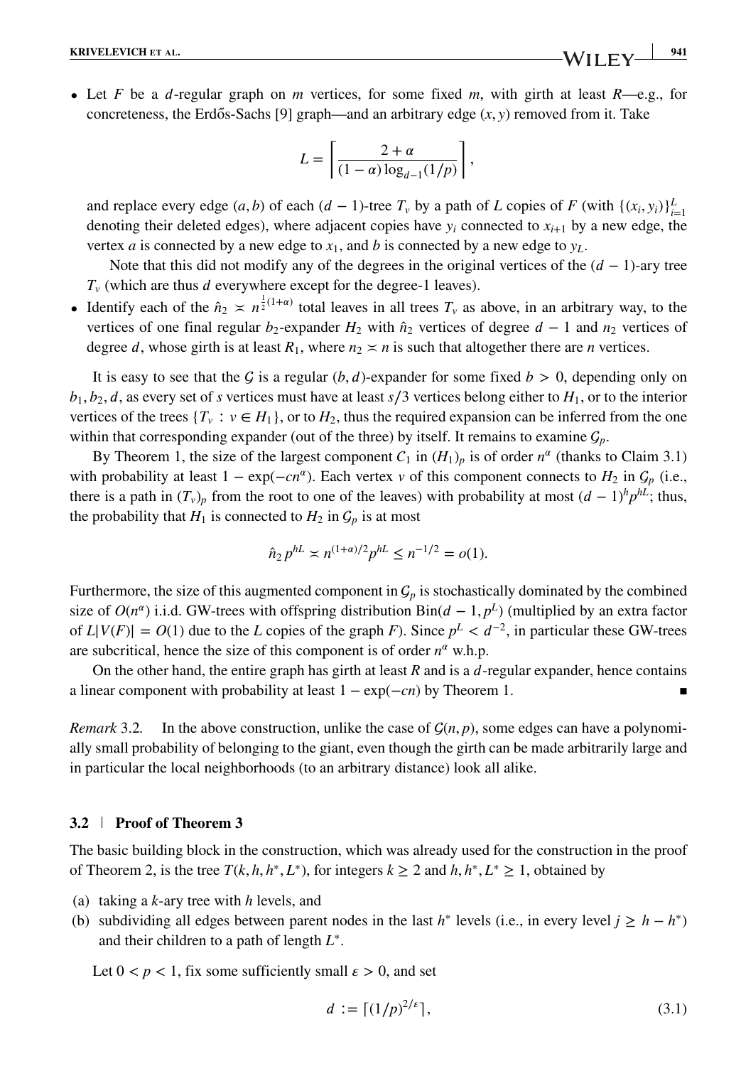- Let $F$ be a $d$-regular graph on $m$ vertices, for some fixed $m$, with girth at least $R$—e.g., for concreteness, the Erdős-Sachs [9] graph—and an arbitrary edge $(x, y)$ removed from it. Take

$$L = \left\lceil \frac{2+\alpha}{(1-\alpha)\log_{d-1}(1/p)} \right\rceil ,$$

and replace every edge $(a, b)$ of each $(d-1)$-tree $T_v$ by a path of $L$ copies of $F$ (with $\{(x_i, y_i)\}_{i=1}^{L}$ denoting their deleted edges), where adjacent copies have $y_i$ connected to $x_{i+1}$ by a new edge, the vertex $a$ is connected by a new edge to $x_1$, and $b$ is connected by a new edge to $y_L$.

Note that this did not modify any of the degrees in the original vertices of the $(d-1)$-ary tree $T_v$ (which are thus $d$ everywhere except for the degree-1 leaves).

- Identify each of the $\hat{n}_2 \asymp n^{\frac{1}{2}(1+\alpha)}$ total leaves in all trees $T_v$ as above, in an arbitrary way, to the vertices of one final regular $b_2$-expander $H_2$ with $\hat{n}_2$ vertices of degree $d-1$ and $n_2$ vertices of degree $d$, whose girth is at least $R_1$, where $n_2 \asymp n$ is such that altogether there are $n$ vertices.

It is easy to see that the $\mathcal{G}$ is a regular $(b, d)$-expander for some fixed $b > 0$, depending only on $b_1, b_2, d$, as every set of $s$ vertices must have at least $s/3$ vertices belong either to $H_1$, or to the interior vertices of the trees $\{T_v : v \in H_1\}$, or to $H_2$, thus the required expansion can be inferred from the one within that corresponding expander (out of the three) by itself. It remains to examine $\mathcal{G}_p$.

By Theorem 1, the size of the largest component $\mathcal{C}_1$ in $(H_1)_p$ is of order $n^\alpha$ (thanks to Claim 3.1) with probability at least $1 - \exp(-cn^\alpha)$. Each vertex $v$ of this component connects to $H_2$ in $\mathcal{G}_p$ (i.e., there is a path in $(T_v)_p$ from the root to one of the leaves) with probability at most $(d-1)^h p^{hL}$; thus, the probability that $H_1$ is connected to $H_2$ in $\mathcal{G}_p$ is at most

$$\hat{n}_2\, p^{hL} \asymp n^{(1+\alpha)/2} p^{hL} \leq n^{-1/2} = o(1).$$

Furthermore, the size of this augmented component in $\mathcal{G}_p$ is stochastically dominated by the combined size of $O(n^\alpha)$ i.i.d. GW-trees with offspring distribution $\mathrm{Bin}(d-1, p^L)$ (multiplied by an extra factor of $L|V(F)| = O(1)$ due to the $L$ copies of the graph $F$). Since $p^L < d^{-2}$, in particular these GW-trees are subcritical, hence the size of this component is of order $n^\alpha$ w.h.p.

On the other hand, the entire graph has girth at least $R$ and is a $d$-regular expander, hence contains a linear component with probability at least $1 - \exp(-cn)$ by Theorem 1. ∎

*Remark* 3.2. In the above construction, unlike the case of $\mathcal{G}(n, p)$, some edges can have a polynomially small probability of belonging to the giant, even though the girth can be made arbitrarily large and in particular the local neighborhoods (to an arbitrary distance) look all alike.

### 3.2 | Proof of Theorem 3

The basic building block in the construction, which was already used for the construction in the proof of Theorem 2, is the tree $T(k, h, h^*, L^*)$, for integers $k \geq 2$ and $h, h^*, L^* \geq 1$, obtained by

(a) taking a $k$-ary tree with $h$ levels, and
(b) subdividing all edges between parent nodes in the last $h^*$ levels (i.e., in every level $j \geq h - h^*$) and their children to a path of length $L^*$.

Let $0 < p < 1$, fix some sufficiently small $\epsilon > 0$, and set

$$d := \lceil (1/p)^{2/\epsilon} \rceil, \tag{3.1}$$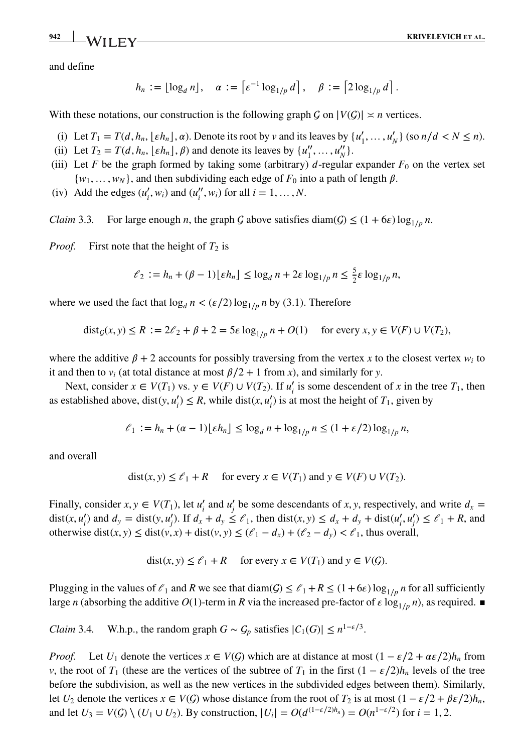and define

$$h_n := \lfloor \log_d n \rfloor, \quad \alpha := \left\lceil \varepsilon^{-1} \log_{1/p} d \right\rceil, \quad \beta := \left\lceil 2 \log_{1/p} d \right\rceil.$$

With these notations, our construction is the following graph $\mathcal{G}$ on $|V(\mathcal{G})| \asymp n$ vertices.

- (i) Let $T_1 = T(d, h_n, \lfloor \varepsilon h_n \rfloor, \alpha)$. Denote its root by $v$ and its leaves by $\{u'_1, \dots, u'_N\}$ (so $n/d < N \le n$).
- (ii) Let $T_2 = T(d, h_n, \lfloor \varepsilon h_n \rfloor, \beta)$ and denote its leaves by $\{u''_1, \dots, u''_N\}$.
- (iii) Let $F$ be the graph formed by taking some (arbitrary) $d$-regular expander $F_0$ on the vertex set $\{w_1, \dots, w_N\}$, and then subdividing each edge of $F_0$ into a path of length $\beta$.
- (iv) Add the edges $(u'_i, w_i)$ and $(u''_i, w_i)$ for all $i = 1, \dots, N$.

*Claim* 3.3. For large enough $n$, the graph $\mathcal{G}$ above satisfies $\operatorname{diam}(\mathcal{G}) \le (1 + 6\varepsilon) \log_{1/p} n$.

*Proof.* First note that the height of $T_2$ is

$$\ell_2 := h_n + (\beta - 1)\lfloor \varepsilon h_n \rfloor \le \log_d n + 2\varepsilon \log_{1/p} n \le \tfrac{5}{2}\varepsilon \log_{1/p} n,$$

where we used the fact that $\log_d n < (\varepsilon/2) \log_{1/p} n$ by (3.1). Therefore

$$\operatorname{dist}_{\mathcal{G}}(x, y) \le R := 2\ell_2 + \beta + 2 = 5\varepsilon \log_{1/p} n + O(1) \quad \text{for every } x, y \in V(F) \cup V(T_2),$$

where the additive $\beta + 2$ accounts for possibly traversing from the vertex $x$ to the closest vertex $w_i$ to it and then to $v_i$ (at total distance at most $\beta/2 + 1$ from $x$), and similarly for $y$.

Next, consider $x \in V(T_1)$ vs. $y \in V(F) \cup V(T_2)$. If $u'_i$ is some descendent of $x$ in the tree $T_1$, then as established above, $\operatorname{dist}(y, u'_i) \le R$, while $\operatorname{dist}(x, u'_i)$ is at most the height of $T_1$, given by

$$\ell_1 := h_n + (\alpha - 1)\lfloor \varepsilon h_n \rfloor \le \log_d n + \log_{1/p} n \le (1 + \varepsilon/2) \log_{1/p} n,$$

and overall

$$\operatorname{dist}(x, y) \le \ell_1 + R \quad \text{for every } x \in V(T_1) \text{ and } y \in V(F) \cup V(T_2).$$

Finally, consider $x, y \in V(T_1)$, let $u'_i$ and $u'_j$ be some descendants of $x, y$, respectively, and write $d_x = \operatorname{dist}(x, u'_i)$ and $d_y = \operatorname{dist}(y, u'_j)$. If $d_x + d_y \le \ell_1$, then $\operatorname{dist}(x, y) \le d_x + d_y + \operatorname{dist}(u'_i, u'_j) \le \ell_1 + R$, and otherwise $\operatorname{dist}(x, y) \le \operatorname{dist}(v, x) + \operatorname{dist}(v, y) \le (\ell_1 - d_x) + (\ell_2 - d_y) < \ell_1$, thus overall,

$$\operatorname{dist}(x, y) \le \ell_1 + R \quad \text{for every } x \in V(T_1) \text{ and } y \in V(\mathcal{G}).$$

Plugging in the values of $\ell_1$ and $R$ we see that $\operatorname{diam}(\mathcal{G}) \le \ell_1 + R \le (1 + 6\varepsilon) \log_{1/p} n$ for all sufficiently large $n$ (absorbing the additive $O(1)$-term in $R$ via the increased pre-factor of $\varepsilon \log_{1/p} n$), as required. ∎

*Claim* 3.4. W.h.p., the random graph $G \sim \mathcal{G}_p$ satisfies $|\mathcal{C}_1(G)| \le n^{1 - \varepsilon/3}$.

*Proof.* Let $U_1$ denote the vertices $x \in V(\mathcal{G})$ which are at distance at most $(1 - \varepsilon/2 + \alpha\varepsilon/2)h_n$ from $v$, the root of $T_1$ (these are the vertices of the subtree of $T_1$ in the first $(1 - \varepsilon/2)h_n$ levels of the tree before the subdivision, as well as the new vertices in the subdivided edges between them). Similarly, let $U_2$ denote the vertices $x \in V(\mathcal{G})$ whose distance from the root of $T_2$ is at most $(1 - \varepsilon/2 + \beta\varepsilon/2)h_n$, and let $U_3 = V(\mathcal{G}) \setminus (U_1 \cup U_2)$. By construction, $|U_i| = O(d^{(1-\varepsilon/2)h_n}) = O(n^{1-\varepsilon/2})$ for $i = 1, 2$.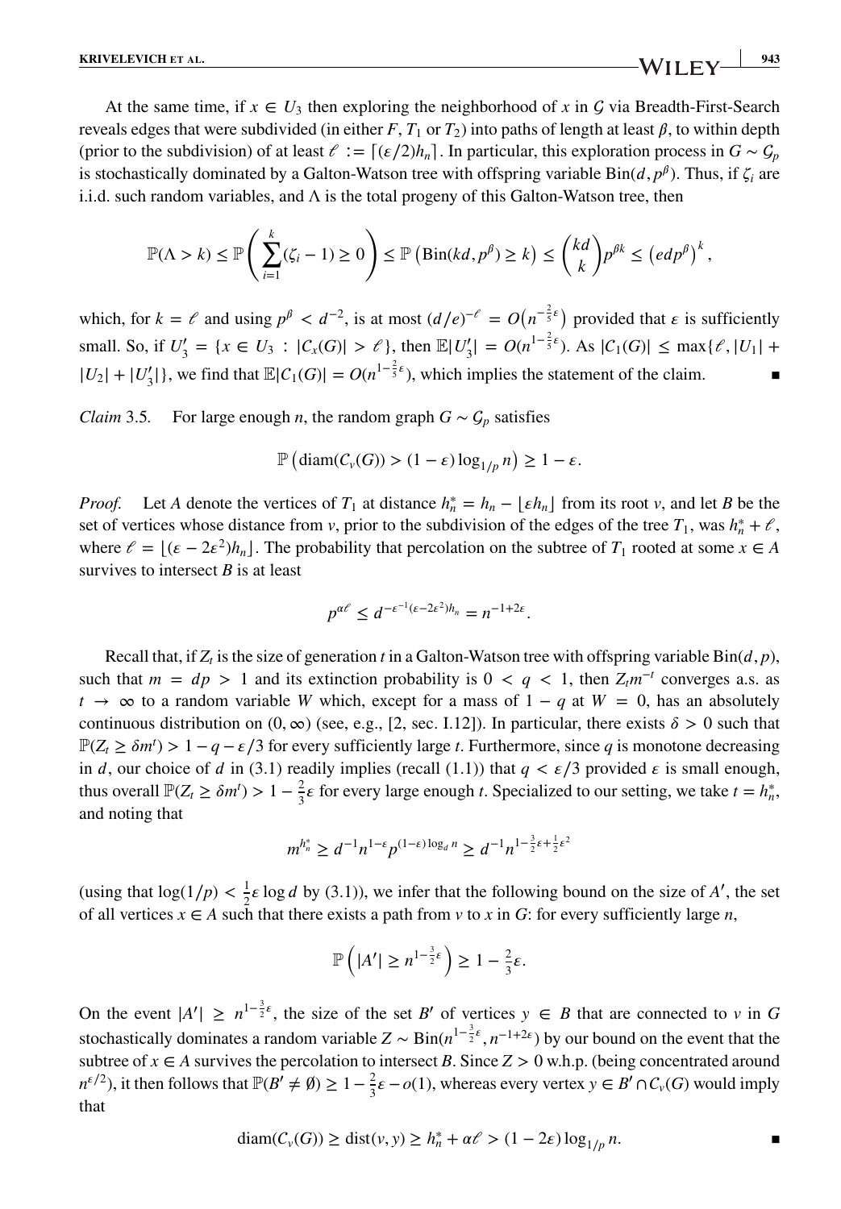At the same time, if $x \in U_3$ then exploring the neighborhood of $x$ in $\mathcal{G}$ via Breadth-First-Search reveals edges that were subdivided (in either $F$, $T_1$ or $T_2$) into paths of length at least $\beta$, to within depth (prior to the subdivision) of at least $\ell := \lceil (\varepsilon/2)h_n \rceil$. In particular, this exploration process in $G \sim \mathcal{G}_p$ is stochastically dominated by a Galton-Watson tree with offspring variable $\text{Bin}(d, p^\beta)$. Thus, if $\zeta_i$ are i.i.d. such random variables, and $\Lambda$ is the total progeny of this Galton-Watson tree, then

$$\mathbb{P}(\Lambda > k) \le \mathbb{P}\left( \sum_{i=1}^{k} (\zeta_i - 1) \ge 0 \right) \le \mathbb{P}\left( \text{Bin}(kd, p^\beta) \ge k \right) \le \binom{kd}{k} p^{\beta k} \le \left( edp^\beta \right)^k,$$

which, for $k = \ell$ and using $p^\beta < d^{-2}$, is at most $(d/e)^{-\ell} = O\left(n^{-\frac{2}{5}\varepsilon}\right)$ provided that $\varepsilon$ is sufficiently small. So, if $U_3' = \{x \in U_3 : |C_x(G)| > \ell\}$, then $\mathbb{E}|U_3'| = O(n^{1-\frac{2}{5}\varepsilon})$. As $|C_1(G)| \le \max\{\ell, |U_1| + |U_2| + |U_3'|\}$, we find that $\mathbb{E}|C_1(G)| = O(n^{1-\frac{2}{5}\varepsilon})$, which implies the statement of the claim. ∎

*Claim* 3.5. For large enough $n$, the random graph $G \sim \mathcal{G}_p$ satisfies

$$\mathbb{P}\left( \text{diam}(C_v(G)) > (1-\varepsilon)\log_{1/p} n \right) \ge 1 - \varepsilon.$$

*Proof.* Let $A$ denote the vertices of $T_1$ at distance $h_n^* = h_n - \lfloor \varepsilon h_n \rfloor$ from its root $v$, and let $B$ be the set of vertices whose distance from $v$, prior to the subdivision of the edges of the tree $T_1$, was $h_n^* + \ell$, where $\ell = \lfloor (\varepsilon - 2\varepsilon^2)h_n \rfloor$. The probability that percolation on the subtree of $T_1$ rooted at some $x \in A$ survives to intersect $B$ is at least

$$p^{\alpha \ell} \le d^{-\varepsilon^{-1}(\varepsilon - 2\varepsilon^2)h_n} = n^{-1+2\varepsilon}.$$

Recall that, if $Z_t$ is the size of generation $t$ in a Galton-Watson tree with offspring variable $\text{Bin}(d, p)$, such that $m = dp > 1$ and its extinction probability is $0 < q < 1$, then $Z_t m^{-t}$ converges a.s. as $t \to \infty$ to a random variable $W$ which, except for a mass of $1 - q$ at $W = 0$, has an absolutely continuous distribution on $(0, \infty)$ (see, e.g., [2, sec. I.12]). In particular, there exists $\delta > 0$ such that $\mathbb{P}(Z_t \ge \delta m^t) > 1 - q - \varepsilon/3$ for every sufficiently large $t$. Furthermore, since $q$ is monotone decreasing in $d$, our choice of $d$ in (3.1) readily implies (recall (1.1)) that $q < \varepsilon/3$ provided $\varepsilon$ is small enough, thus overall $\mathbb{P}(Z_t \ge \delta m^t) > 1 - \frac{2}{3}\varepsilon$ for every large enough $t$. Specialized to our setting, we take $t = h_n^*$, and noting that

$$m^{h_n^*} \ge d^{-1} n^{1-\varepsilon} p^{(1-\varepsilon)\log_d n} \ge d^{-1} n^{1-\frac{3}{2}\varepsilon + \frac{1}{2}\varepsilon^2}$$

(using that $\log(1/p) < \frac{1}{2}\varepsilon \log d$ by (3.1)), we infer that the following bound on the size of $A'$, the set of all vertices $x \in A$ such that there exists a path from $v$ to $x$ in $G$: for every sufficiently large $n$,

$$\mathbb{P}\left( |A'| \ge n^{1-\frac{3}{2}\varepsilon} \right) \ge 1 - \tfrac{2}{3}\varepsilon.$$

On the event $|A'| \ge n^{1-\frac{3}{2}\varepsilon}$, the size of the set $B'$ of vertices $y \in B$ that are connected to $v$ in $G$ stochastically dominates a random variable $Z \sim \text{Bin}(n^{1-\frac{3}{2}\varepsilon}, n^{-1+2\varepsilon})$ by our bound on the event that the subtree of $x \in A$ survives the percolation to intersect $B$. Since $Z > 0$ w.h.p. (being concentrated around $n^{\varepsilon/2}$), it then follows that $\mathbb{P}(B' \ne \emptyset) \ge 1 - \frac{2}{3}\varepsilon - o(1)$, whereas every vertex $y \in B' \cap C_v(G)$ would imply that

$$\text{diam}(C_v(G)) \ge \text{dist}(v, y) \ge h_n^* + \alpha \ell > (1 - 2\varepsilon)\log_{1/p} n.$$

∎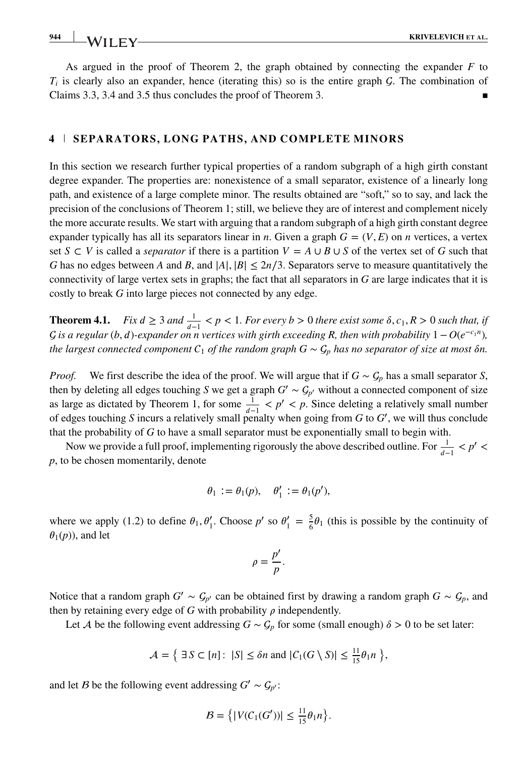As argued in the proof of Theorem 2, the graph obtained by connecting the expander $F$ to $T_i$ is clearly also an expander, hence (iterating this) so is the entire graph $\mathcal{G}$. The combination of Claims 3.3, 3.4 and 3.5 thus concludes the proof of Theorem 3. ∎

## 4 | SEPARATORS, LONG PATHS, AND COMPLETE MINORS

In this section we research further typical properties of a random subgraph of a high girth constant degree expander. The properties are: nonexistence of a small separator, existence of a linearly long path, and existence of a large complete minor. The results obtained are "soft," so to say, and lack the precision of the conclusions of Theorem 1; still, we believe they are of interest and complement nicely the more accurate results. We start with arguing that a random subgraph of a high girth constant degree expander typically has all its separators linear in $n$. Given a graph $G = (V, E)$ on $n$ vertices, a vertex set $S \subset V$ is called a *separator* if there is a partition $V = A \cup B \cup S$ of the vertex set of $G$ such that $G$ has no edges between $A$ and $B$, and $|A|, |B| \leq 2n/3$. Separators serve to measure quantitatively the connectivity of large vertex sets in graphs; the fact that all separators in $G$ are large indicates that it is costly to break $G$ into large pieces not connected by any edge.

**Theorem 4.1.** *Fix $d \geq 3$ and $\frac{1}{d-1} < p < 1$. For every $b > 0$ there exist some $\delta, c_1, R > 0$ such that, if $\mathcal{G}$ is a regular $(b, d)$-expander on $n$ vertices with girth exceeding $R$, then with probability $1 - O(e^{-c_1 n})$, the largest connected component $C_1$ of the random graph $G \sim \mathcal{G}_p$ has no separator of size at most $\delta n$.*

*Proof.* We first describe the idea of the proof. We will argue that if $G \sim \mathcal{G}_p$ has a small separator $S$, then by deleting all edges touching $S$ we get a graph $G' \sim \mathcal{G}_{p'}$ without a connected component of size as large as dictated by Theorem 1, for some $\frac{1}{d-1} < p' < p$. Since deleting a relatively small number of edges touching $S$ incurs a relatively small penalty when going from $G$ to $G'$, we will thus conclude that the probability of $G$ to have a small separator must be exponentially small to begin with.

Now we provide a full proof, implementing rigorously the above described outline. For $\frac{1}{d-1} < p' < p$, to be chosen momentarily, denote

$$\theta_1 := \theta_1(p), \quad \theta_1' := \theta_1(p'),$$

where we apply (1.2) to define $\theta_1, \theta_1'$. Choose $p'$ so $\theta_1' = \frac{5}{6}\theta_1$ (this is possible by the continuity of $\theta_1(p)$), and let

$$\rho = \frac{p'}{p}.$$

Notice that a random graph $G' \sim \mathcal{G}_{p'}$ can be obtained first by drawing a random graph $G \sim \mathcal{G}_p$, and then by retaining every edge of $G$ with probability $\rho$ independently.

Let $\mathcal{A}$ be the following event addressing $G \sim \mathcal{G}_p$ for some (small enough) $\delta > 0$ to be set later:

$$\mathcal{A} = \left\{ \exists\, S \subset [n] : \ |S| \leq \delta n \text{ and } |C_1(G \setminus S)| \leq \tfrac{11}{15}\theta_1 n \right\},$$

and let $\mathcal{B}$ be the following event addressing $G' \sim \mathcal{G}_{p'}$:

$$\mathcal{B} = \left\{ |V(C_1(G'))| \leq \tfrac{11}{15}\theta_1 n \right\}.$$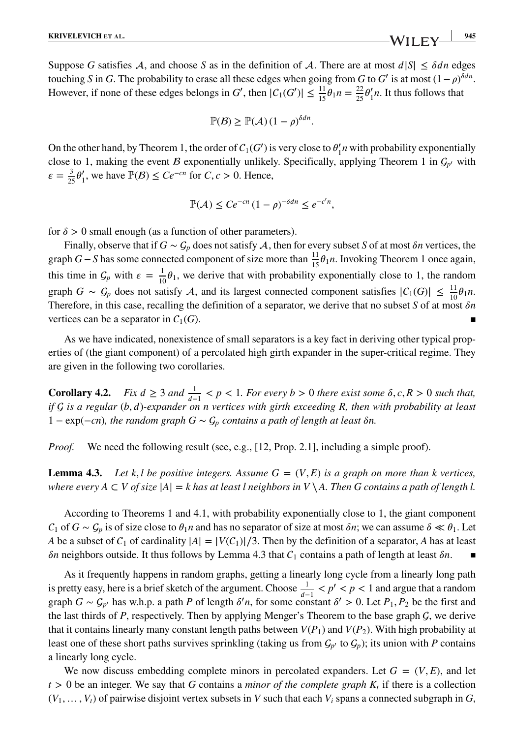Suppose $G$ satisfies $\mathcal{A}$, and choose $S$ as in the definition of $\mathcal{A}$. There are at most $d|S| \le \delta dn$ edges touching $S$ in $G$. The probability to erase all these edges when going from $G$ to $G'$ is at most $(1-\rho)^{\delta dn}$. However, if none of these edges belongs in $G'$, then $|C_1(G')| \le \frac{11}{15}\theta_1 n = \frac{22}{25}\theta_1' n$. It thus follows that

$$\mathbb{P}(\mathcal{B}) \ge \mathbb{P}(\mathcal{A})\,(1-\rho)^{\delta dn}.$$

On the other hand, by Theorem 1, the order of $C_1(G')$ is very close to $\theta_1' n$ with probability exponentially close to 1, making the event $\mathcal{B}$ exponentially unlikely. Specifically, applying Theorem 1 in $\mathcal{G}_{p'}$ with $\varepsilon = \frac{3}{25}\theta_1'$, we have $\mathbb{P}(\mathcal{B}) \le Ce^{-cn}$ for $C, c > 0$. Hence,

$$\mathbb{P}(\mathcal{A}) \le Ce^{-cn}\,(1-\rho)^{-\delta dn} \le e^{-c'n},$$

for $\delta > 0$ small enough (as a function of other parameters).

Finally, observe that if $G \sim \mathcal{G}_p$ does not satisfy $\mathcal{A}$, then for every subset $S$ of at most $\delta n$ vertices, the graph $G - S$ has some connected component of size more than $\frac{11}{15}\theta_1 n$. Invoking Theorem 1 once again, this time in $\mathcal{G}_p$ with $\varepsilon = \frac{1}{10}\theta_1$, we derive that with probability exponentially close to 1, the random graph $G \sim \mathcal{G}_p$ does not satisfy $\mathcal{A}$, and its largest connected component satisfies $|C_1(G)| \le \frac{11}{10}\theta_1 n$. Therefore, in this case, recalling the definition of a separator, we derive that no subset $S$ of at most $\delta n$ vertices can be a separator in $C_1(G)$. ∎

As we have indicated, nonexistence of small separators is a key fact in deriving other typical properties of (the giant component) of a percolated high girth expander in the super-critical regime. They are given in the following two corollaries.

**Corollary 4.2.** *Fix $d \ge 3$ and $\frac{1}{d-1} < p < 1$. For every $b > 0$ there exist some $\delta, c, R > 0$ such that, if $\mathcal{G}$ is a regular $(b, d)$-expander on $n$ vertices with girth exceeding $R$, then with probability at least $1 - \exp(-cn)$, the random graph $G \sim \mathcal{G}_p$ contains a path of length at least $\delta n$.*

*Proof.* We need the following result (see, e.g., [12, Prop. 2.1], including a simple proof).

**Lemma 4.3.** *Let $k, l$ be positive integers. Assume $G = (V, E)$ is a graph on more than $k$ vertices, where every $A \subset V$ of size $|A| = k$ has at least $l$ neighbors in $V \setminus A$. Then $G$ contains a path of length $l$.*

According to Theorems 1 and 4.1, with probability exponentially close to 1, the giant component $C_1$ of $G \sim \mathcal{G}_p$ is of size close to $\theta_1 n$ and has no separator of size at most $\delta n$; we can assume $\delta \ll \theta_1$. Let $A$ be a subset of $C_1$ of cardinality $|A| = |V(C_1)|/3$. Then by the definition of a separator, $A$ has at least $\delta n$ neighbors outside. It thus follows by Lemma 4.3 that $C_1$ contains a path of length at least $\delta n$. ∎

As it frequently happens in random graphs, getting a linearly long cycle from a linearly long path is pretty easy, here is a brief sketch of the argument. Choose $\frac{1}{d-1} < p' < p < 1$ and argue that a random graph $G \sim \mathcal{G}_{p'}$ has w.h.p. a path $P$ of length $\delta' n$, for some constant $\delta' > 0$. Let $P_1, P_2$ be the first and the last thirds of $P$, respectively. Then by applying Menger's Theorem to the base graph $\mathcal{G}$, we derive that it contains linearly many constant length paths between $V(P_1)$ and $V(P_2)$. With high probability at least one of these short paths survives sprinkling (taking us from $\mathcal{G}_{p'}$ to $\mathcal{G}_p$); its union with $P$ contains a linearly long cycle.

We now discuss embedding complete minors in percolated expanders. Let $G = (V, E)$, and let $t > 0$ be an integer. We say that $G$ contains a *minor of the complete graph $K_t$* if there is a collection $(V_1, \ldots, V_t)$ of pairwise disjoint vertex subsets in $V$ such that each $V_i$ spans a connected subgraph in $G$,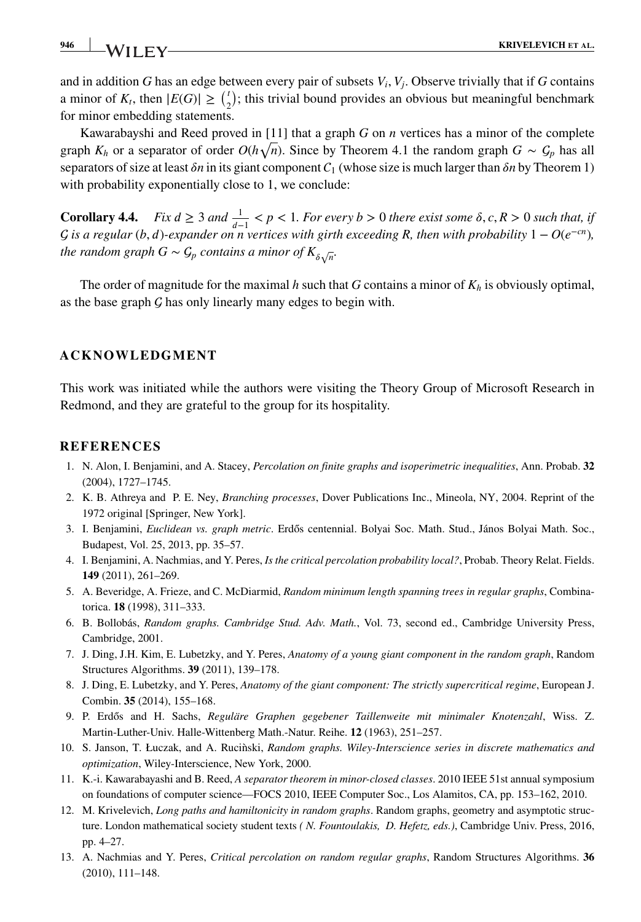and in addition $G$ has an edge between every pair of subsets $V_i, V_j$. Observe trivially that if $G$ contains a minor of $K_t$, then $|E(G)| \geq \binom{t}{2}$; this trivial bound provides an obvious but meaningful benchmark for minor embedding statements.

Kawarabayshi and Reed proved in [11] that a graph $G$ on $n$ vertices has a minor of the complete graph $K_h$ or a separator of order $O(h\sqrt{n})$. Since by Theorem 4.1 the random graph $G \sim \mathcal{G}_p$ has all separators of size at least $\delta n$ in its giant component $\mathcal{C}_1$ (whose size is much larger than $\delta n$ by Theorem 1) with probability exponentially close to 1, we conclude:

**Corollary 4.4.** *Fix $d \geq 3$ and $\frac{1}{d-1} < p < 1$. For every $b > 0$ there exist some $\delta, c, R > 0$ such that, if $\mathcal{G}$ is a regular $(b, d)$-expander on $n$ vertices with girth exceeding $R$, then with probability $1 - O(e^{-cn})$, the random graph $G \sim \mathcal{G}_p$ contains a minor of $K_{\delta\sqrt{n}}$.*

The order of magnitude for the maximal $h$ such that $G$ contains a minor of $K_h$ is obviously optimal, as the base graph $\mathcal{G}$ has only linearly many edges to begin with.

## ACKNOWLEDGMENT

This work was initiated while the authors were visiting the Theory Group of Microsoft Research in Redmond, and they are grateful to the group for its hospitality.

## REFERENCES

1. N. Alon, I. Benjamini, and A. Stacey, *Percolation on finite graphs and isoperimetric inequalities*, Ann. Probab. **32** (2004), 1727–1745.
2. K. B. Athreya and P. E. Ney, *Branching processes*, Dover Publications Inc., Mineola, NY, 2004. Reprint of the 1972 original [Springer, New York].
3. I. Benjamini, *Euclidean vs. graph metric*. Erdős centennial. Bolyai Soc. Math. Stud., János Bolyai Math. Soc., Budapest, Vol. 25, 2013, pp. 35–57.
4. I. Benjamini, A. Nachmias, and Y. Peres, *Is the critical percolation probability local?*, Probab. Theory Relat. Fields. **149** (2011), 261–269.
5. A. Beveridge, A. Frieze, and C. McDiarmid, *Random minimum length spanning trees in regular graphs*, Combinatorica. **18** (1998), 311–333.
6. B. Bollobás, *Random graphs. Cambridge Stud. Adv. Math.*, Vol. 73, second ed., Cambridge University Press, Cambridge, 2001.
7. J. Ding, J.H. Kim, E. Lubetzky, and Y. Peres, *Anatomy of a young giant component in the random graph*, Random Structures Algorithms. **39** (2011), 139–178.
8. J. Ding, E. Lubetzky, and Y. Peres, *Anatomy of the giant component: The strictly supercritical regime*, European J. Combin. **35** (2014), 155–168.
9. P. Erdős and H. Sachs, *Reguläre Graphen gegebener Taillenweite mit minimaler Knotenzahl*, Wiss. Z. Martin-Luther-Univ. Halle-Wittenberg Math.-Natur. Reihe. **12** (1963), 251–257.
10. S. Janson, T. Łuczak, and A. Ruciǹski, *Random graphs. Wiley-Interscience series in discrete mathematics and optimization*, Wiley-Interscience, New York, 2000.
11. K.-i. Kawarabayashi and B. Reed, *A separator theorem in minor-closed classes*. 2010 IEEE 51st annual symposium on foundations of computer science—FOCS 2010, IEEE Computer Soc., Los Alamitos, CA, pp. 153–162, 2010.
12. M. Krivelevich, *Long paths and hamiltonicity in random graphs*. Random graphs, geometry and asymptotic structure. London mathematical society student texts *( N. Fountoulakis, D. Hefetz, eds.)*, Cambridge Univ. Press, 2016, pp. 4–27.
13. A. Nachmias and Y. Peres, *Critical percolation on random regular graphs*, Random Structures Algorithms. **36** (2010), 111–148.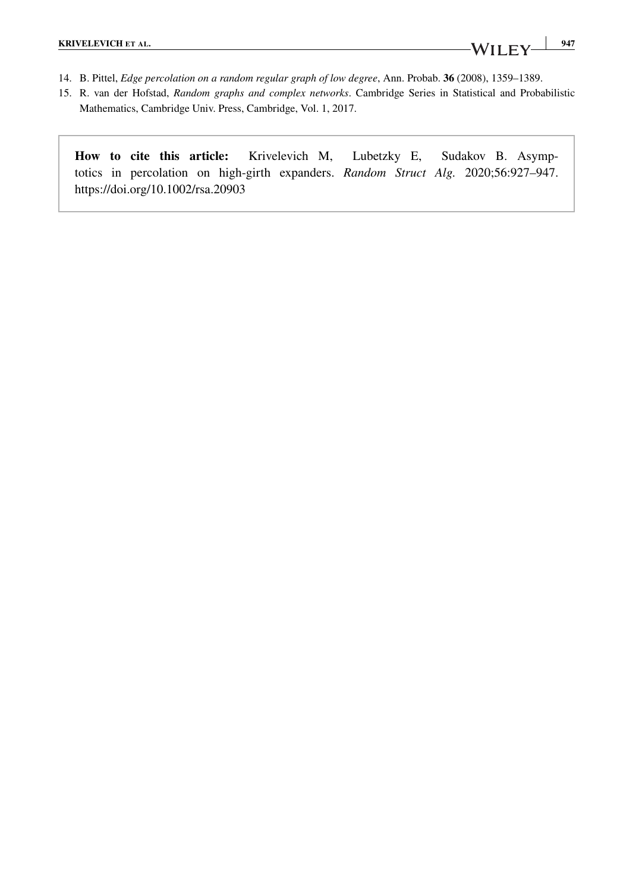14. B. Pittel, *Edge percolation on a random regular graph of low degree*, Ann. Probab. **36** (2008), 1359–1389.
15. R. van der Hofstad, *Random graphs and complex networks*. Cambridge Series in Statistical and Probabilistic Mathematics, Cambridge Univ. Press, Cambridge, Vol. 1, 2017.

**How to cite this article:** Krivelevich M, Lubetzky E, Sudakov B. Asymptotics in percolation on high-girth expanders. *Random Struct Alg.* 2020;56:927–947. https://doi.org/10.1002/rsa.20903